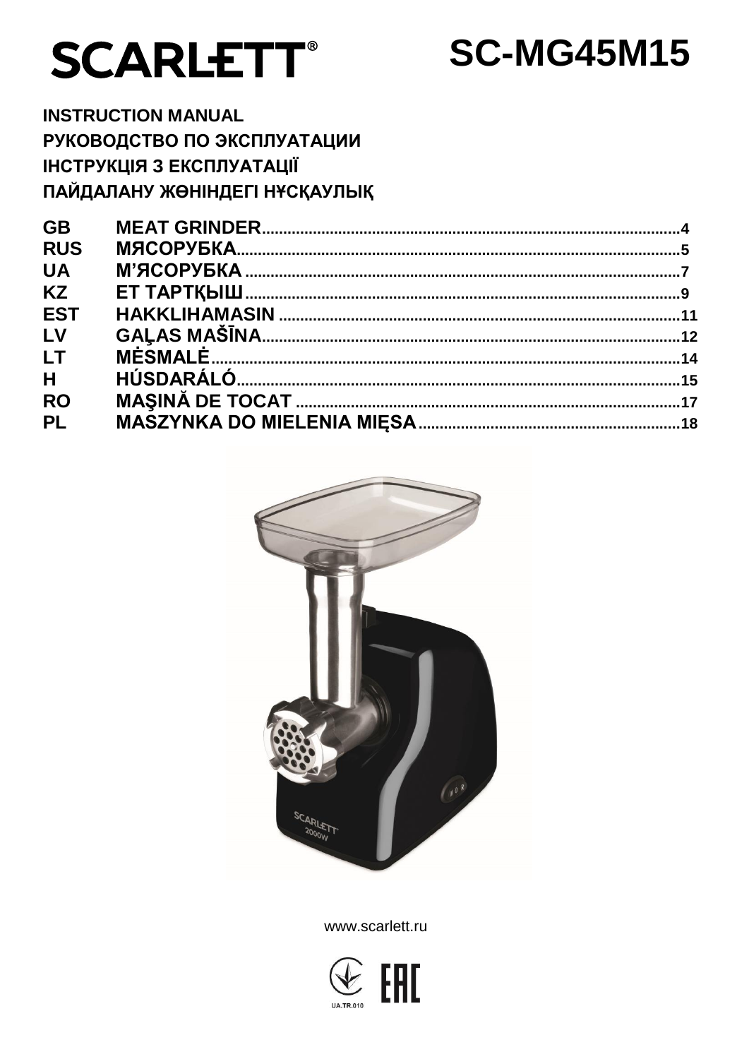# SCARLETT®

# SC-MG45M15

**INSTRUCTION MANUAL**
**РУКОВОДСТВО ПО ЭКСПЛУАТАЦИИ**
**ІНСТРУКЦІЯ З ЕКСПЛУАТАЦІЇ**
**ПАЙДАЛАНУ ЖӨНІНДЕГІ НҰСҚАУЛЫҚ**

| | | |
|---|---|---|
| **GB** | **MEAT GRINDER** | **4** |
| **RUS** | **МЯСОРУБКА** | **5** |
| **UA** | **М'ЯСОРУБКА** | **7** |
| **KZ** | **ЕТ ТАРТҚЫШ** | **9** |
| **EST** | **HAKKLIHAMASIN** | **11** |
| **LV** | **GAĻAS MAŠĪNA** | **12** |
| **LT** | **MĖSMALĖ** | **14** |
| **H** | **HÚSDARÁLÓ** | **15** |
| **RO** | **MAŞINĂ DE TOCAT** | **17** |
| **PL** | **MASZYNKA DO MIELENIA MIĘSA** | **18** |

www.scarlett.ru

UA.TR.010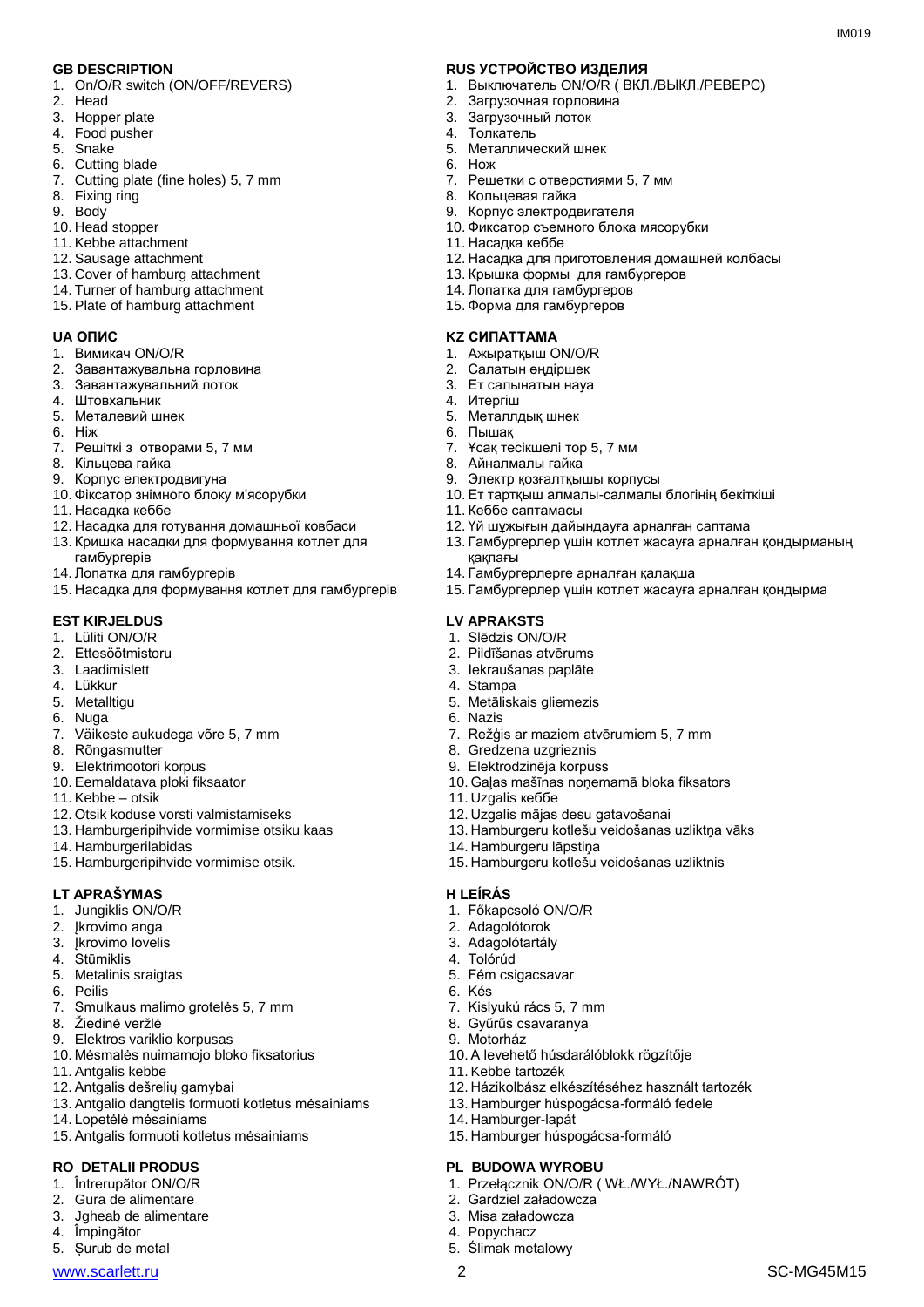## GB DESCRIPTION

1. On/O/R switch (ON/OFF/REVERS)
2. Head
3. Hopper plate
4. Food pusher
5. Snake
6. Cutting blade
7. Cutting plate (fine holes) 5, 7 mm
8. Fixing ring
9. Body
10. Head stopper
11. Kebbe attachment
12. Sausage attachment
13. Cover of hamburg attachment
14. Turner of hamburg attachment
15. Plate of hamburg attachment

## RUS УСТРОЙСТВО ИЗДЕЛИЯ

1. Выключатель ON/O/R ( ВКЛ./ВЫКЛ./РЕВЕРС)
2. Загрузочная горловина
3. Загрузочный лоток
4. Толкатель
5. Металлический шнек
6. Нож
7. Решетки с отверстиями 5, 7 мм
8. Кольцевая гайка
9. Корпус электродвигателя
10. Фиксатор съемного блока мясорубки
11. Насадка кеббе
12. Насадка для приготовления домашней колбасы
13. Крышка формы для гамбургеров
14. Лопатка для гамбургеров
15. Форма для гамбургеров

## UA ОПИС

1. Вимикач ON/O/R
2. Завантажувальна горловина
3. Завантажувальний лоток
4. Штовхальник
5. Металевий шнек
6. Ніж
7. Решітки з отворами 5, 7 мм
8. Кільцева гайка
9. Корпус електродвигуна
10. Фіксатор знімного блоку м'ясорубки
11. Насадка кеббе
12. Насадка для готування домашньої ковбаси
13. Кришка насадки для формування котлет для гамбургерів
14. Лопатка для гамбургерів
15. Насадка для формування котлет для гамбургерів

## KZ СИПАТТАМА

1. Ажыратқыш ON/O/R
2. Салатын өңдіршек
3. Ет салынатын науа
4. Итергіш
5. Металдық шнек
6. Пышақ
7. Ұсақ тесікшелі тор 5, 7 мм
8. Айналмалы гайка
9. Электр қозғалтқышы корпусы
10. Ет тартқыш алмалы-салмалы блогінің бекіткіші
11. Кеббе саптамасы
12. Үй шұжығын дайындауға арналған саптама
13. Гамбургерлер үшін котлет жасауға арналған қондырманың қақпағы
14. Гамбургерлерге арналған қалақша
15. Гамбургерлер үшін котлет жасауға арналған қондырма

## EST KIRJELDUS

1. Lüliti ON/O/R
2. Ettesöötmistoru
3. Laadimislett
4. Lükkur
5. Metalltigu
6. Nuga
7. Väikeste aukudega võre 5, 7 mm
8. Rõngasmutter
9. Elektrimootori korpus
10. Eemaldatava ploki fiksaator
11. Kebbe – otsik
12. Otsik koduse vorsti valmistamiseks
13. Hamburgeripihvide vormimise otsiku kaas
14. Hamburgerilabidas
15. Hamburgeripihvide vormimise otsik.

## LV APRAKSTS

1. Slēdzis ON/O/R
2. Pildīšanas atvērums
3. Iekraušanas paplāte
4. Stampa
5. Metāliskais gliemezis
6. Nazis
7. Režģis ar maziem atvērumiem 5, 7 mm
8. Gredzena uzgrieznis
9. Elektrodzinēja korpuss
10. Gaļas mašīnas noņemamā bloka fiksators
11. Uzgalis кеббе
12. Uzgalis mājas desu gatavošanai
13. Hamburgeru kotlešu veidošanas uzliktņa vāks
14. Hamburgeru lāpstiņa
15. Hamburgeru kotlešu veidošanas uzliktnis

## LT APRAŠYMAS

1. Jungiklis ON/O/R
2. Įkrovimo anga
3. Įkrovimo lovelis
4. Stūmiklis
5. Metalinis sraigtas
6. Peilis
7. Smulkaus malimo grotelės 5, 7 mm
8. Žiedinė veržlė
9. Elektros variklio korpusas
10. Mėsmalės nuimamojo bloko fiksatorius
11. Antgalis kebbe
12. Antgalis dešrelių gamybai
13. Antgalio dangtelis formuoti kotletus mėsainiams
14. Lopetėlė mėsainiams
15. Antgalis formuoti kotletus mėsainiams

## H LEÍRÁS

1. Főkapcsoló ON/O/R
2. Adagolótorok
3. Adagolótartály
4. Tolórúd
5. Fém csigacsavar
6. Kés
7. Kislyukú rács 5, 7 mm
8. Gyűrűs csavaranya
9. Motorház
10. A levehető húsdarálóblokk rögzítője
11. Kebbe tartozék
12. Házikolbász elkészítéséhez használt tartozék
13. Hamburger húspogácsa-formáló fedele
14. Hamburger-lapát
15. Hamburger húspogácsa-formáló

## RO DETALII PRODUS

1. Întrerupător ON/O/R
2. Gura de alimentare
3. Jgheab de alimentare
4. Împingător
5. Şurub de metal

## PL BUDOWA WYROBU

1. Przełącznik ON/O/R ( WŁ./WYŁ./NAWRÓT)
2. Gardziel załadowcza
3. Misa załadowcza
4. Popychacz
5. Ślimak metalowy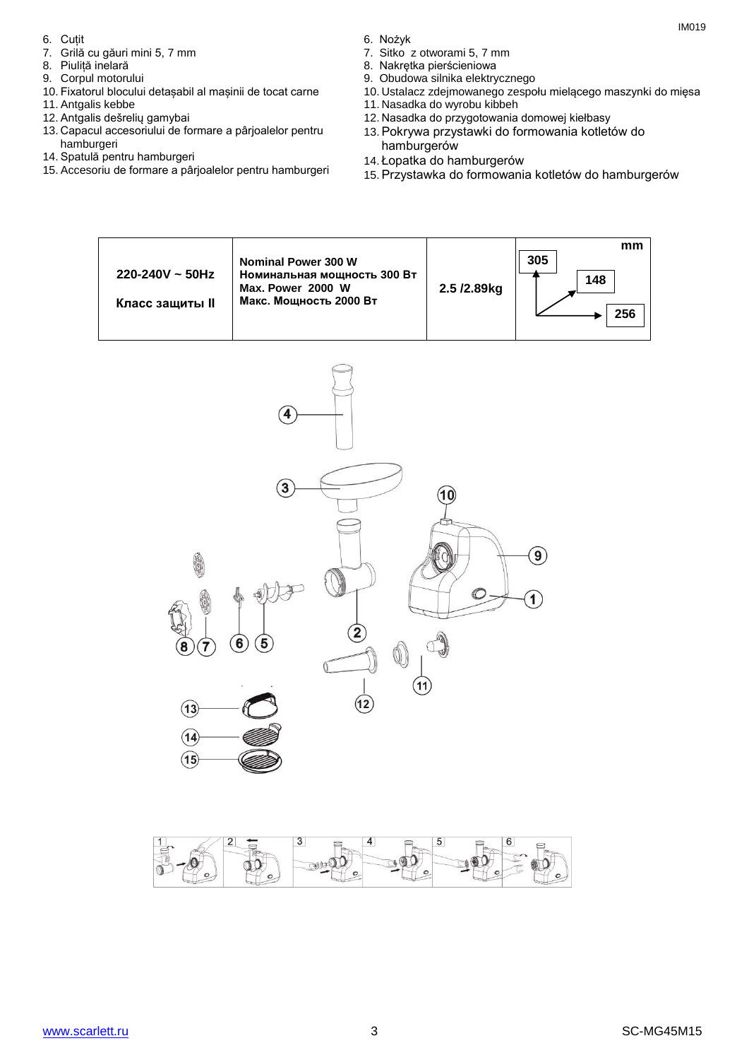6. Cuțit
7. Grilă cu găuri mini 5, 7 mm
8. Piuliță inelară
9. Corpul motorului
10. Fixatorul blocului detașabil al mașinii de tocat carne
11. Antgalis kebbe
12. Antgalis dešrelių gamybai
13. Capacul accesoriului de formare a pârjoalelor pentru hamburgeri
14. Spatulă pentru hamburgeri
15. Accesoriu de formare a pârjoalelor pentru hamburgeri

6. Nożyk
7. Sitko z otworami 5, 7 mm
8. Nakrętka pierścieniowa
9. Obudowa silnika elektrycznego
10. Ustalacz zdejmowanego zespołu mielącego maszynki do mięsa
11. Nasadka do wyrobu kibbeh
12. Nasadka do przygotowania domowej kiełbasy
13. Pokrywa przystawki do formowania kotletów do hamburgerów
14. Łopatka do hamburgerów
15. Przystawka do formowania kotletów do hamburgerów

| | | | |
|---|---|---|---|
| 220-240V ~ 50Hz<br>Класс защиты II | Nominal Power 300 W<br>Номинальная мощность 300 Вт<br>Max. Power 2000 W<br>Макс. Мощность 2000 Вт | 2.5 /2.89kg | mm<br>305<br>148<br>256 |

4
3
10
9
1
2
11
12
8
7
6
5
13
14
15

1 2 3 4 5 6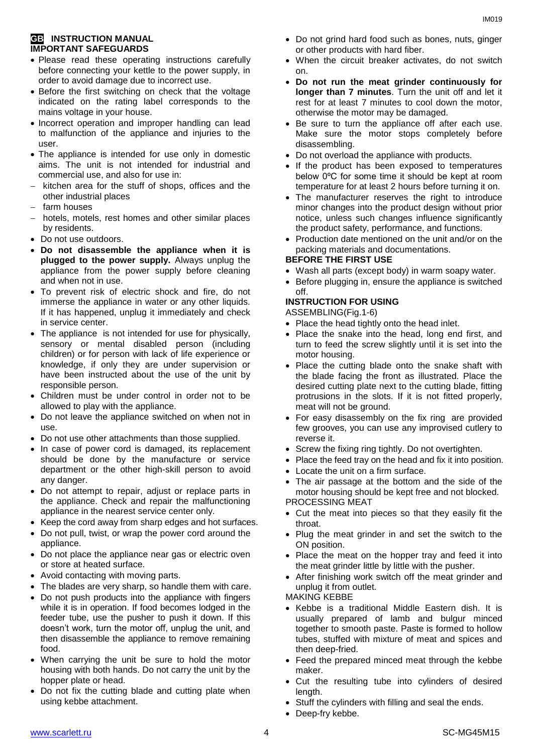## GB INSTRUCTION MANUAL

### IMPORTANT SAFEGUARDS

- Please read these operating instructions carefully before connecting your kettle to the power supply, in order to avoid damage due to incorrect use.
- Before the first switching on check that the voltage indicated on the rating label corresponds to the mains voltage in your house.
- Incorrect operation and improper handling can lead to malfunction of the appliance and injuries to the user.
- The appliance is intended for use only in domestic aims. The unit is not intended for industrial and commercial use, and also for use in:
  - kitchen area for the stuff of shops, offices and the other industrial places
  - farm houses
  - hotels, motels, rest homes and other similar places by residents.
- Do not use outdoors.
- **Do not disassemble the appliance when it is plugged to the power supply.** Always unplug the appliance from the power supply before cleaning and when not in use.
- To prevent risk of electric shock and fire, do not immerse the appliance in water or any other liquids. If it has happened, unplug it immediately and check in service center.
- The appliance is not intended for use for physically, sensory or mental disabled person (including children) or for person with lack of life experience or knowledge, if only they are under supervision or have been instructed about the use of the unit by responsible person.
- Children must be under control in order not to be allowed to play with the appliance.
- Do not leave the appliance switched on when not in use.
- Do not use other attachments than those supplied.
- In case of power cord is damaged, its replacement should be done by the manufacture or service department or the other high-skill person to avoid any danger.
- Do not attempt to repair, adjust or replace parts in the appliance. Check and repair the malfunctioning appliance in the nearest service center only.
- Keep the cord away from sharp edges and hot surfaces.
- Do not pull, twist, or wrap the power cord around the appliance.
- Do not place the appliance near gas or electric oven or store at heated surface.
- Avoid contacting with moving parts.
- The blades are very sharp, so handle them with care.
- Do not push products into the appliance with fingers while it is in operation. If food becomes lodged in the feeder tube, use the pusher to push it down. If this doesn't work, turn the motor off, unplug the unit, and then disassemble the appliance to remove remaining food.
- When carrying the unit be sure to hold the motor housing with both hands. Do not carry the unit by the hopper plate or head.
- Do not fix the cutting blade and cutting plate when using kebbe attachment.
- Do not grind hard food such as bones, nuts, ginger or other products with hard fiber.
- When the circuit breaker activates, do not switch on.
- **Do not run the meat grinder continuously for longer than 7 minutes**. Turn the unit off and let it rest for at least 7 minutes to cool down the motor, otherwise the motor may be damaged.
- Be sure to turn the appliance off after each use. Make sure the motor stops completely before disassembling.
- Do not overload the appliance with products.
- If the product has been exposed to temperatures below 0ºC for some time it should be kept at room temperature for at least 2 hours before turning it on.
- The manufacturer reserves the right to introduce minor changes into the product design without prior notice, unless such changes influence significantly the product safety, performance, and functions.
- Production date mentioned on the unit and/or on the packing materials and documentations.

### BEFORE THE FIRST USE

- Wash all parts (except body) in warm soapy water.
- Before plugging in, ensure the appliance is switched off.

### INSTRUCTION FOR USING

ASSEMBLING(Fig.1-6)

- Place the head tightly onto the head inlet.
- Place the snake into the head, long end first, and turn to feed the screw slightly until it is set into the motor housing.
- Place the cutting blade onto the snake shaft with the blade facing the front as illustrated. Place the desired cutting plate next to the cutting blade, fitting protrusions in the slots. If it is not fitted properly, meat will not be ground.
- For easy disassembly on the fix ring are provided few grooves, you can use any improvised cutlery to reverse it.
- Screw the fixing ring tightly. Do not overtighten.
- Place the feed tray on the head and fix it into position.
- Locate the unit on a firm surface.
- The air passage at the bottom and the side of the motor housing should be kept free and not blocked.

PROCESSING MEAT

- Cut the meat into pieces so that they easily fit the throat.
- Plug the meat grinder in and set the switch to the ON position.
- Place the meat on the hopper tray and feed it into the meat grinder little by little with the pusher.
- After finishing work switch off the meat grinder and unplug it from outlet.

MAKING KEBBE

- Kebbe is a traditional Middle Eastern dish. It is usually prepared of lamb and bulgur minced together to smooth paste. Paste is formed to hollow tubes, stuffed with mixture of meat and spices and then deep-fried.
- Feed the prepared minced meat through the kebbe maker.
- Cut the resulting tube into cylinders of desired length.
- Stuff the cylinders with filling and seal the ends.
- Deep-fry kebbe.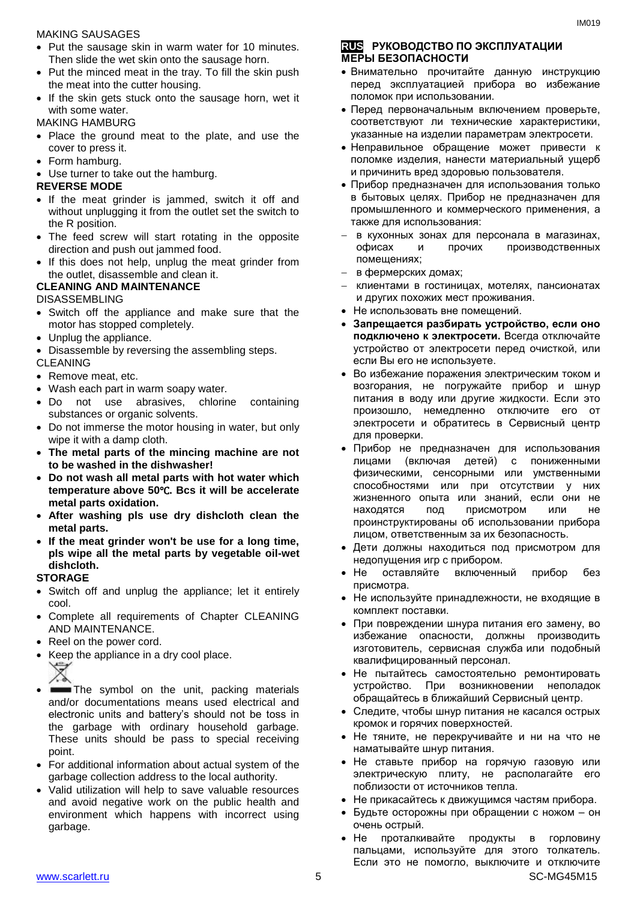MAKING SAUSAGES

- Put the sausage skin in warm water for 10 minutes. Then slide the wet skin onto the sausage horn.
- Put the minced meat in the tray. To fill the skin push the meat into the cutter housing.
- If the skin gets stuck onto the sausage horn, wet it with some water.

MAKING HAMBURG

- Place the ground meat to the plate, and use the cover to press it.
- Form hamburg.
- Use turner to take out the hamburg.

**REVERSE MODE**

- If the meat grinder is jammed, switch it off and without unplugging it from the outlet set the switch to the R position.
- The feed screw will start rotating in the opposite direction and push out jammed food.
- If this does not help, unplug the meat grinder from the outlet, disassemble and clean it.

**CLEANING AND MAINTENANCE**

DISASSEMBLING

- Switch off the appliance and make sure that the motor has stopped completely.
- Unplug the appliance.
- Disassemble by reversing the assembling steps.

CLEANING

- Remove meat, etc.
- Wash each part in warm soapy water.
- Do not use abrasives, chlorine containing substances or organic solvents.
- Do not immerse the motor housing in water, but only wipe it with a damp cloth.
- **The metal parts of the mincing machine are not to be washed in the dishwasher!**
- **Do not wash all metal parts with hot water which temperature above 50℃. Bcs it will be accelerate metal parts oxidation.**
- **After washing pls use dry dishcloth clean the metal parts.**
- **If the meat grinder won't be use for a long time, pls wipe all the metal parts by vegetable oil-wet dishcloth.**

**STORAGE**

- Switch off and unplug the appliance; let it entirely cool.
- Complete all requirements of Chapter CLEANING AND MAINTENANCE.
- Reel on the power cord.
- Keep the appliance in a dry cool place.
- The symbol on the unit, packing materials and/or documentations means used electrical and electronic units and battery's should not be toss in the garbage with ordinary household garbage. These units should be pass to special receiving point.
- For additional information about actual system of the garbage collection address to the local authority.
- Valid utilization will help to save valuable resources and avoid negative work on the public health and environment which happens with incorrect using garbage.

## RUS РУКОВОДСТВО ПО ЭКСПЛУАТАЦИИ

## МЕРЫ БЕЗОПАСНОСТИ

- Внимательно прочитайте данную инструкцию перед эксплуатацией прибора во избежание поломок при использовании.
- Перед первоначальным включением проверьте, соответствуют ли технические характеристики, указанные на изделии параметрам электросети.
- Неправильное обращение может привести к поломке изделия, нанести материальный ущерб и причинить вред здоровью пользователя.
- Прибор предназначен для использования только в бытовых целях. Прибор не предназначен для промышленного и коммерческого применения, а также для использования:
  - в кухонных зонах для персонала в магазинах, офисах и прочих производственных помещениях;
  - в фермерских домах;
  - клиентами в гостиницах, мотелях, пансионатах и других похожих мест проживания.
- Не использовать вне помещений.
- **Запрещается разбирать устройство, если оно подключено к электросети.** Всегда отключайте устройство от электросети перед очисткой, или если Вы его не используете.
- Во избежание поражения электрическим током и возгорания, не погружайте прибор и шнур питания в воду или другие жидкости. Если это произошло, немедленно отключите его от электросети и обратитесь в Сервисный центр для проверки.
- Прибор не предназначен для использования лицами (включая детей) с пониженными физическими, сенсорными или умственными способностями или при отсутствии у них жизненного опыта или знаний, если они не находятся под присмотром или не проинструктированы об использовании прибора лицом, ответственным за их безопасность.
- Дети должны находиться под присмотром для недопущения игр с прибором.
- Не оставляйте включенный прибор без присмотра.
- Не используйте принадлежности, не входящие в комплект поставки.
- При повреждении шнура питания его замену, во избежание опасности, должны производить изготовитель, сервисная служба или подобный квалифицированный персонал.
- Не пытайтесь самостоятельно ремонтировать устройство. При возникновении неполадок обращайтесь в ближайший Сервисный центр.
- Следите, чтобы шнур питания не касался острых кромок и горячих поверхностей.
- Не тяните, не перекручивайте и ни на что не наматывайте шнур питания.
- Не ставьте прибор на горячую газовую или электрическую плиту, не располагайте его поблизости от источников тепла.
- Не прикасайтесь к движущимся частям прибора.
- Будьте осторожны при обращении с ножом – он очень острый.
- Не проталкивайте продукты в горловину пальцами, используйте для этого толкатель. Если это не помогло, выключите и отключите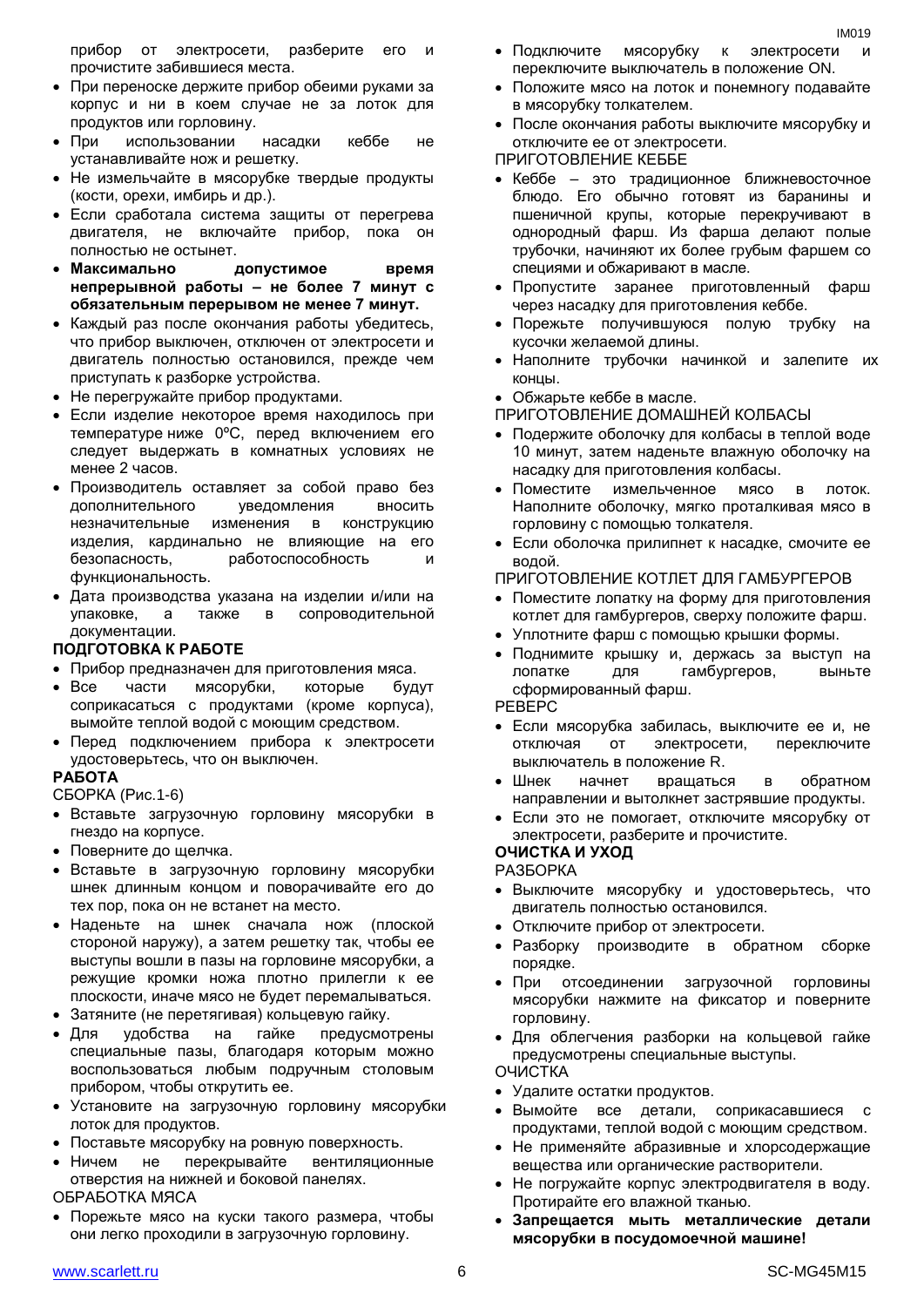прибор от электросети, разберите его и прочистите забившиеся места.

- При переноске держите прибор обеими руками за корпус и ни в коем случае не за лоток для продуктов или горловину.
- При использовании насадки кеббе не устанавливайте нож и решетку.
- Не измельчайте в мясорубке твердые продукты (кости, орехи, имбирь и др.).
- Если сработала система защиты от перегрева двигателя, не включайте прибор, пока он полностью не остынет.
- **Максимально допустимое время непрерывной работы – не более 7 минут с обязательным перерывом не менее 7 минут.**
- Каждый раз после окончания работы убедитесь, что прибор выключен, отключен от электросети и двигатель полностью остановился, прежде чем приступать к разборке устройства.
- Не перегружайте прибор продуктами.
- Если изделие некоторое время находилось при температуре ниже 0ºC, перед включением его следует выдержать в комнатных условиях не менее 2 часов.
- Производитель оставляет за собой право без дополнительного уведомления вносить незначительные изменения в конструкцию изделия, кардинально не влияющие на его безопасность, работоспособность и функциональность.
- Дата производства указана на изделии и/или на упаковке, а также в сопроводительной документации.

**ПОДГОТОВКА К РАБОТЕ**

- Прибор предназначен для приготовления мяса.
- Все части мясорубки, которые будут соприкасаться с продуктами (кроме корпуса), вымойте теплой водой с моющим средством.
- Перед подключением прибора к электросети удостоверьтесь, что он выключен.

**РАБОТА**

СБОРКА (Рис.1-6)

- Вставьте загрузочную горловину мясорубки в гнездо на корпусе.
- Поверните до щелчка.
- Вставьте в загрузочную горловину мясорубки шнек длинным концом и поворачивайте его до тех пор, пока он не встанет на место.
- Наденьте на шнек сначала нож (плоской стороной наружу), а затем решетку так, чтобы ее выступы вошли в пазы на горловине мясорубки, а режущие кромки ножа плотно прилегли к ее плоскости, иначе мясо не будет перемалываться.
- Затяните (не перетягивая) кольцевую гайку.
- Для удобства на гайке предусмотрены специальные пазы, благодаря которым можно воспользоваться любым подручным столовым прибором, чтобы открутить ее.
- Установите на загрузочную горловину мясорубки лоток для продуктов.
- Поставьте мясорубку на ровную поверхность.
- Ничем не перекрывайте вентиляционные отверстия на нижней и боковой панелях.

ОБРАБОТКА МЯСА

- Порежьте мясо на куски такого размера, чтобы они легко проходили в загрузочную горловину.
- Подключите мясорубку к электросети и переключите выключатель в положение ON.
- Положите мясо на лоток и понемногу подавайте в мясорубку толкателем.
- После окончания работы выключите мясорубку и отключите ее от электросети.

ПРИГОТОВЛЕНИЕ КЕББЕ

- Кеббе – это традиционное ближневосточное блюдо. Его обычно готовят из баранины и пшеничной крупы, которые перекручивают в однородный фарш. Из фарша делают полые трубочки, начиняют их более грубым фаршем со специями и обжаривают в масле.
- Пропустите заранее приготовленный фарш через насадку для приготовления кеббе.
- Порежьте получившуюся полую трубку на кусочки желаемой длины.
- Наполните трубочки начинкой и залепите их концы.
- Обжарьте кеббе в масле.

ПРИГОТОВЛЕНИЕ ДОМАШНЕЙ КОЛБАСЫ

- Подержите оболочку для колбасы в теплой воде 10 минут, затем наденьте влажную оболочку на насадку для приготовления колбасы.
- Поместите измельченное мясо в лоток. Наполните оболочку, мягко проталкивая мясо в горловину с помощью толкателя.
- Если оболочка прилипнет к насадке, смочите ее водой.

ПРИГОТОВЛЕНИЕ КОТЛЕТ ДЛЯ ГАМБУРГЕРОВ

- Поместите лопатку на форму для приготовления котлет для гамбургеров, сверху положите фарш.
- Уплотните фарш с помощью крышки формы.
- Поднимите крышку и, держась за выступ на лопатке для гамбургеров, выньте сформированный фарш.

РЕВЕРС

- Если мясорубка забилась, выключите ее и, не отключая от электросети, переключите выключатель в положение R.
- Шнек начнет вращаться в обратном направлении и вытолкнет застрявшие продукты.
- Если это не помогает, отключите мясорубку от электросети, разберите и прочистите.

**ОЧИСТКА И УХОД**

РАЗБОРКА

- Выключите мясорубку и удостоверьтесь, что двигатель полностью остановился.
- Отключите прибор от электросети.
- Разборку производите в обратном сборке порядке.
- При отсоединении загрузочной горловины мясорубки нажмите на фиксатор и поверните горловину.
- Для облегчения разборки на кольцевой гайке предусмотрены специальные выступы.

ОЧИСТКА

- Удалите остатки продуктов.
- Вымойте все детали, соприкасавшиеся с продуктами, теплой водой с моющим средством.
- Не применяйте абразивные и хлорсодержащие вещества или органические растворители.
- Не погружайте корпус электродвигателя в воду. Протирайте его влажной тканью.
- **Запрещается мыть металлические детали мясорубки в посудомоечной машине!**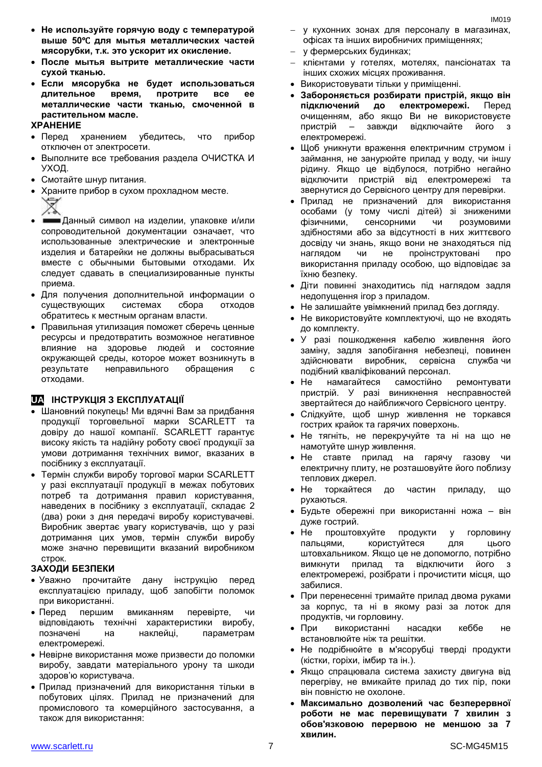- **Не используйте горячую воду с температурой выше 50℃ для мытья металлических частей мясорубки, т.к. это ускорит их окисление.**
- **После мытья вытрите металлические части сухой тканью.**
- **Если мясорубка не будет использоваться длительное время, протрите все ее металлические части тканью, смоченной в растительном масле.**

**ХРАНЕНИЕ**

- Перед хранением убедитесь, что прибор отключен от электросети.
- Выполните все требования раздела ОЧИСТКА И УХОД.
- Смотайте шнур питания.
- Храните прибор в сухом прохладном месте.
- Данный символ на изделии, упаковке и/или сопроводительной документации означает, что использованные электрические и электронные изделия и батарейки не должны выбрасываться вместе с обычными бытовыми отходами. Их следует сдавать в специализированные пункты приема.
- Для получения дополнительной информации о существующих системах сбора отходов обратитесь к местным органам власти.
- Правильная утилизация поможет сберечь ценные ресурсы и предотвратить возможное негативное влияние на здоровье людей и состояние окружающей среды, которое может возникнуть в результате неправильного обращения с отходами.

## UA ІНСТРУКЦІЯ З ЕКСПЛУАТАЦІЇ

- Шановний покупець! Ми вдячні Вам за придбання продукції торговельної марки SCARLETT та довіру до нашої компанії. SCARLETT гарантує високу якість та надійну роботу своєї продукції за умови дотримання технічних вимог, вказаних в посібнику з експлуатації.
- Термін служби виробу торгової марки SCARLETT у разі експлуатації продукції в межах побутових потреб та дотримання правил користування, наведених в посібнику з експлуатації, складає 2 (два) роки з дня передачі виробу користувачеві. Виробник звертає увагу користувачів, що у разі дотримання цих умов, термін служби виробу може значно перевищити вказаний виробником строк.

**ЗАХОДИ БЕЗПЕКИ**

- Уважно прочитайте дану інструкцію перед експлуатацією приладу, щоб запобігти поломок при використанні.
- Перед першим вмиканням перевірте, чи відповідають технічні характеристики виробу, позначені на наклейці, параметрам електромережі.
- Невірне використання може призвести до поломки виробу, завдати матеріального урону та шкоди здоров'ю користувача.
- Прилад призначений для використання тільки в побутових цілях. Прилад не призначений для промислового та комерційного застосування, а також для використання:
  - у кухонних зонах для персоналу в магазинах, офісах та інших виробничих приміщеннях;
  - у фермерських будинках;
  - клієнтами у готелях, мотелях, пансіонатах та інших схожих місцях проживання.
- Використовувати тільки у приміщенні.
- **Забороняється розбирати пристрій, якщо він підключений до електромережі.** Перед очищенням, або якщо Ви не використовуєте пристрій – завжди відключайте його з електромережі.
- Щоб уникнути враження електричним струмом і займання, не занурюйте прилад у воду, чи іншу рідину. Якщо це відбулося, потрібно негайно відключити пристрій від електромережі та звернутися до Сервісного центру для перевірки.
- Прилад не призначений для використання особами (у тому числі дітей) зі зниженими фізичними, сенсорними чи розумовими здібностями або за відсутності в них життєвого досвіду чи знань, якщо вони не знаходяться під наглядом чи не проінструктовані про використання приладу особою, що відповідає за їхню безпеку.
- Діти повинні знаходитись під наглядом задля недопущення ігор з приладом.
- Не залишайте увімкнений прилад без догляду.
- Не використовуйте комплектуючі, що не входять до комплекту.
- У разі пошкодження кабелю живлення його заміну, задля запобігання небезпеці, повинен здійснювати виробник, сервісна служба чи подібний кваліфікований персонал.
- Не намагайтеся самостійно ремонтувати пристрій. У разі виникнення несправностей звертайтеся до найближчого Сервісного центру.
- Слідкуйте, щоб шнур живлення не торкався гострих крайок та гарячих поверхонь.
- Не тягніть, не перекручуйте та ні на що не намотуйте шнур живлення.
- Не ставте прилад на гарячу газову чи електричну плиту, не розташовуйте його поблизу теплових джерел.
- Не торкайтеся до частин приладу, що рухаються.
- Будьте обережні при використанні ножа – він дуже гострий.
- Не проштовхуйте продукти у горловину пальцями, користуйтеся для цього штовхальником. Якщо це не допомогло, потрібно вимкнути прилад та відключити його з електромережі, розібрати і прочистити місця, що забилися.
- При перенесенні тримайте прилад двома руками за корпус, та ні в якому разі за лоток для продуктів, чи горловину.
- При використанні насадки кеббе не встановлюйте ніж та решітки.
- Не подрібнюйте в м'ясорубці тверді продукти (кістки, горіхи, імбир та ін.).
- Якщо спрацювала система захисту двигуна від перегріву, не вмикайте прилад до тих пір, поки він повністю не охолоне.
- **Максимально дозволений час безперервної роботи не має перевищувати 7 хвилин з обов'язковою перервою не меншою за 7 хвилин.**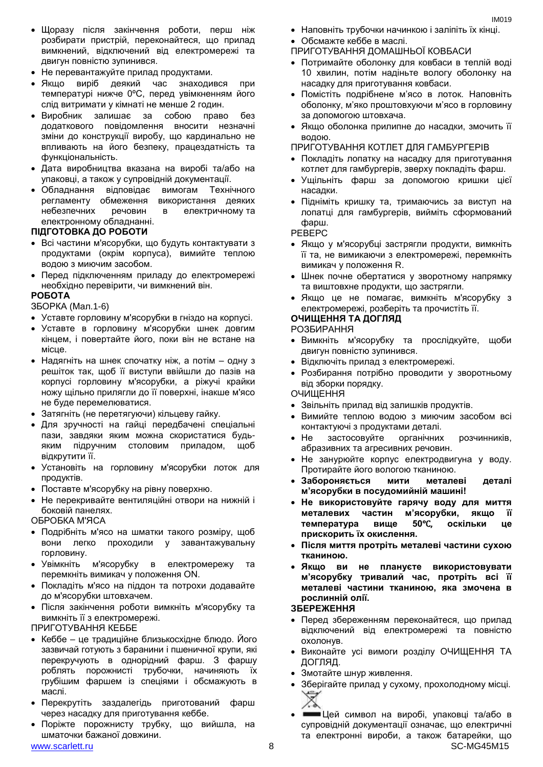- Щоразу після закінчення роботи, перш ніж розбирати пристрій, переконайтеся, що прилад вимкнений, відключений від електромережі та двигун повністю зупинився.
- Не перевантажуйте прилад продуктами.
- Якщо виріб деякий час знаходився при температурі нижче 0ºC, перед увімкненням його слід витримати у кімнаті не менше 2 годин.
- Виробник залишає за собою право без додаткового повідомлення вносити незначні зміни до конструкції виробу, що кардинально не впливають на його безпеку, працездатність та функціональність.
- Дата виробництва вказана на виробі та/або на упаковці, а також у супровідній документації.
- Обладнання відповідає вимогам Технічного регламенту обмеження використання деяких небезпечних речовин в електричному та електронному обладнанні.

**ПІДГОТОВКА ДО РОБОТИ**

- Всі частини м'ясорубки, що будуть контактувати з продуктами (окрім корпуса), вимийте теплою водою з миючим засобом.
- Перед підключенням приладу до електромережі необхідно перевірити, чи вимкнений він.

**РОБОТА**

ЗБОРКА (Мал.1-6)

- Уставте горловину м'ясорубки в гніздо на корпусі.
- Уставте в горловину м'ясорубки шнек довгим кінцем, і повертайте його, поки він не встане на місце.
- Надягніть на шнек спочатку ніж, а потім – одну з решіток так, щоб її виступи ввійшли до пазів на корпусі горловину м'ясорубки, а ріжучі крайки ножу щільно прилягли до її поверхні, інакше м'ясо не буде перемелюватися.
- Затягніть (не перетягуючи) кільцеву гайку.
- Для зручності на гайці передбачені спеціальні пази, завдяки яким можна скористатися будь-яким підручним столовим приладом, щоб відкрутити її.
- Установіть на горловину м'ясорубки лоток для продуктів.
- Поставте м'ясорубку на рівну поверхню.
- Не перекривайте вентиляційні отвори на нижній і боковій панелях.

ОБРОБКА М'ЯСА

- Подрібніть м'ясо на шматки такого розміру, щоб вони легко проходили у завантажувальну горловину.
- Увімкніть м'ясорубку в електромережу та перемкніть вимикач у положення ON.
- Покладіть м'ясо на піддон та потрохи додавайте до м'ясорубки штовхачем.
- Після закінчення роботи вимкніть м'ясорубку та вимкніть її з електромережі.

ПРИГОТУВАННЯ КЕББЕ

- Кеббе – це традиційне близькосхідне блюдо. Його зазвичай готують з баранини і пшеничної крупи, які перекручують в однорідний фарш. З фаршу роблять порожнисті трубочки, начиняють їх грубішим фаршем із спеціями і обсмажують в маслі.
- Перекрутіть заздалегідь приготований фарш через насадку для приготування кеббе.
- Поріжте порожнисту трубку, що вийшла, на шматочки бажаної довжини.
- Наповніть трубочки начинкою і заліпіть їх кінці.
- Обсмажте кеббе в маслі.

ПРИГОТУВАННЯ ДОМАШНЬОЇ КОВБАСИ

- Потримайте оболонку для ковбаси в теплій воді 10 хвилин, потім надіньте вологу оболонку на насадку для приготування ковбаси.
- Помістіть подрібнене м'ясо в лоток. Наповніть оболонку, м'яко проштовхуючи м'ясо в горловину за допомогою штовхача.
- Якщо оболонка прилипне до насадки, змочить її водою.

ПРИГОТУВАННЯ КОТЛЕТ ДЛЯ ГАМБУРГЕРІВ

- Покладіть лопатку на насадку для приготування котлет для гамбургерів, зверху покладіть фарш.
- Ущільніть фарш за допомогою кришки цієї насадки.
- Підніміть кришку та, тримаючись за виступ на лопаті для гамбургерів, вийміть сформований фарш.

РЕВЕРС

- Якщо у м'ясорубці застрягли продукти, вимкніть її та, не вимикаючи з електромережі, перемкніть вимикач у положення R.
- Шнек почне обертатися у зворотному напрямку та виштовхне продукти, що застрягли.
- Якщо це не помагає, вимкніть м'ясорубку з електромережі, розберіть та прочистіть її.

**ОЧИЩЕННЯ ТА ДОГЛЯД**

РОЗБИРАННЯ

- Вимкніть м'ясорубку та прослідкуйте, щоби двигун повністю зупинився.
- Відключіть прилад з електромережі.
- Розбирання потрібно проводити у зворотньому від зборки порядку.

ОЧИЩЕННЯ

- Звільніть прилад від залишків продуктів.
- Вимийте теплою водою з миючим засобом всі контактуючі з продуктами деталі.
- Не застосовуйте органічних розчинників, абразивних та агресивних речовин.
- Не занурюйте корпус електродвигуна у воду. Протирайте його вологою тканиною.
- **Забороняється мити металеві деталі м'ясорубки в посудомийній машині!**
- **Не використовуйте гарячу воду для миття металевих частин м'ясорубки, якщо її температура вище 50℃, оскільки це прискорить їх окислення.**
- **Після миття протріть металеві частини сухою тканиною.**
- **Якщо ви не плануєте використовувати м'ясорубку тривалий час, протріть всі її металеві частини тканиною, яка змочена в рослинній олії.**

**ЗБЕРЕЖЕННЯ**

- Перед збереженням переконайтеся, що прилад відключений від електромережі та повністю охолонув.
- Виконайте усі вимоги розділу ОЧИЩЕННЯ ТА ДОГЛЯД.
- Змотайте шнур живлення.
- Зберігайте прилад у сухому, прохолодному місці.
- Цей символ на виробі, упаковці та/або в супровідній документації означає, що електричні та електронні вироби, а також батарейки, що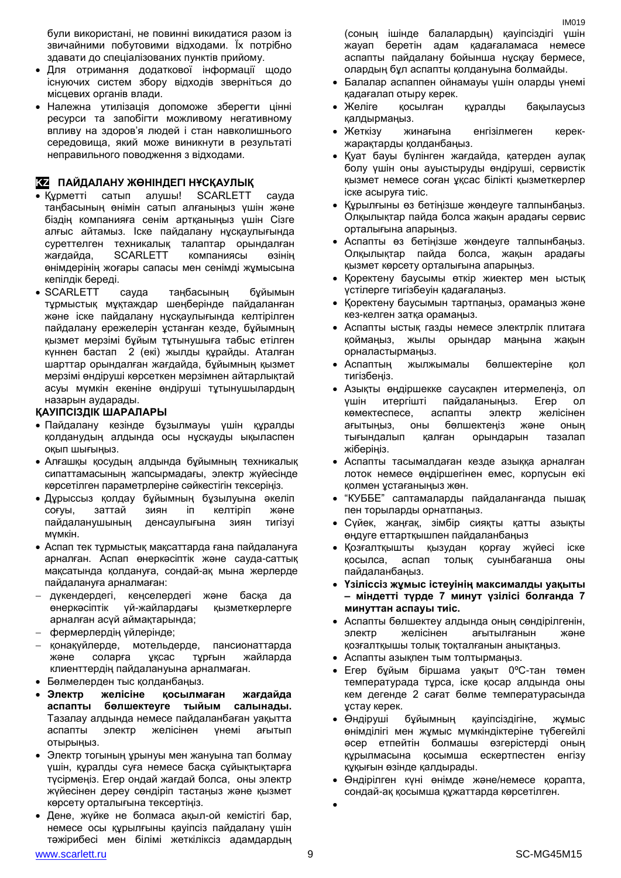були використані, не повинні викидатися разом із звичайними побутовими відходами. Їх потрібно здавати до спеціалізованих пунктів прийому.

- Для отримання додаткової інформації щодо існуючих систем збору відходів зверніться до місцевих органів влади.
- Належна утилізація допоможе зберегти цінні ресурси та запобігти можливому негативному впливу на здоров'я людей і стан навколишнього середовища, який може виникнути в результаті неправильного поводження з відходами.

## KZ ПАЙДАЛАНУ ЖӨНІНДЕГІ НҰСҚАУЛЫҚ

- Құрметті сатып алушы! SCARLETT сауда таңбасының өнімін сатып алғаныңыз үшін және біздің компанияға сенім артқаныңыз үшін Сізге алғыс айтамыз. Іске пайдалану нұсқаулығында суреттелген техникалық талаптар орындалған жағдайда, SCARLETT компаниясы өзінің өнімдерінің жоғары сапасы мен сенімді жұмысына кепілдік береді.
- SCARLETT сауда таңбасының бұйымын тұрмыстық мұқтаждар шеңберінде пайдаланған және іске пайдалану нұсқаулығында келтірілген пайдалану ережелерін ұстанған кезде, бұйымның қызмет мерзімі бұйым тұтынушыға табыс етілген күннен бастап 2 (екі) жылды құрайды. Аталған шарттар орындалған жағдайда, бұйымның қызмет мерзімі өндіруші көрсеткен мерзімнен айтарлықтай асуы мүмкін екеніне өндіруші тұтынушылардың назарын аударады.

**ҚАУІПСІЗДІК ШАРАЛАРЫ**

- Пайдалану кезінде бұзылмауы үшін құралды қолданудың алдында осы нұсқауды ықыласпен оқып шығыңыз.
- Алғашқы қосудың алдында бұйымның техникалық сипаттамасының жапсырмадағы, электр жүйесінде көрсетілген параметрлеріне сәйкестігін тексеріңіз.
- Дұрыссыз қолдау бұйымның бұзылуына әкеліп соғуы, заттай зиян іп келтіріп және пайдаланушының денсаулығына зиян тигізуі мүмкін.
- Аспап тек тұрмыстық мақсаттарда ғана пайдалануға арналған. Аспап өнеркәсіптік және сауда-саттық мақсатында қолдануға, сондай-ақ мына жерлерде пайдалануға арналмаған:
  - дүкендердегі, кеңселердегі және басқа да өнеркәсіптік үй-жайлардағы қызметкерлерге арналған асүй аймақтарында;
  - фермерлердің үйлерінде;
  - қонақүйлерде, мотельдерде, пансионаттарда және соларға ұқсас тұрғын жайларда клиенттердің пайдалануына арналмаған.
- Бөлмелерден тыс қолданбаңыз.
- **Электр желісіне қосылмаған жағдайда аспапты бөлшектеуге тыйым салынады.** Тазалау алдында немесе пайдаланбаған уақытта аспапты электр желісінен үнемі ағытып отырыңыз.
- Электр тогының ұрынуы мен жануына тап болмау үшін, құралды суға немесе басқа сұйықтықтарға түсірмеңіз. Егер ондай жағдай болса, оны электр жүйесінен дереу сөндіріп тастаңыз және қызмет көрсету орталығына тексертіңіз.
- Дене, жүйке не болмаса ақыл-ой кемістігі бар, немесе осы құрылғыны қауіпсіз пайдалану үшін тәжірибесі мен білімі жеткіліксіз адамдардың (соның ішінде балалардың) қауіпсіздігі үшін жауап беретін адам қадағаламаса немесе аспапты пайдалану бойынша нұсқау бермесе, олардың бұл аспапты қолдануына болмайды.
- Балалар аспаппен ойнамауы үшін оларды үнемі қадағалап отыру керек.
- Желіге қосылған құралды бақылаусыз қалдырмаңыз.
- Жеткізу жинағына енгізілмеген керек-жарақтарды қолданбаңыз.
- Қуат бауы бүлінген жағдайда, қатерден аулақ болу үшін оны ауыстыруды өндіруші, сервистік қызмет немесе соған ұқсас білікті қызметкерлер іске асыруға тиіс.
- Құрылғыны өз бетіңізше жөндеуге талпынбаңыз. Олқылықтар пайда болса жақын арадағы сервис орталығына апарыңыз.
- Аспапты өз бетіңізше жөндеуге талпынбаңыз. Олқылықтар пайда болса, жақын арадағы қызмет көрсету орталығына апарыңыз.
- Қоректену баусымы өткір жиектер мен ыстық үстілерге тигізбеуін қадағалаңыз.
- Қоректену баусымын тартпаңыз, орамаңыз және кез-келген затқа орамаңыз.
- Аспапты ыстық газды немесе электрлік плитаға қоймаңыз, жылы орындар маңына жақын орналастырмаңыз.
- Аспаптың жылжымалы бөлшектеріне қол тигізбеңіз.
- Азықты өндіршекке саусақпен итермелеңіз, ол үшін итергішті пайдаланыңыз. Егер ол көмектеспесе, аспапты электр желісінен ағытыңыз, оны бөлшектеңіз және оның тығындалып қалған орындарын тазалап жіберіңіз.
- Аспапты тасымалдаған кезде азыққа арналған лоток немесе өндіршегінен емес, корпусын екі қолмен ұстағаныңыз жөн.
- "КУББЕ" саптамаларды пайдаланғанда пышақ пен торларды орнатпаңыз.
- Сүйек, жаңғақ, зімбір сияқты қатты азықты өндуге еттартқышпен пайдаланбаңыз
- Қозғалтқышты қызудан қорғау жүйесі іске қосылса, аспап толық суынбағанша оны пайдаланбаңыз.
- **Үзіліссіз жұмыс істеуінің максималды уақыты – міндетті түрде 7 минут үзілісі болғанда 7 минуттан аспауы тиіс.**
- Аспапты бөлшектеу алдында оның сөндірілгенін, электр желісінен ағытылғанын және қозғалтқышы толық тоқталғанын анықтаңыз.
- Аспапты азықпен тым толтырмаңыз.
- Егер бұйым біршама уақыт 0ºC-тан төмен температурада тұрса, іске қосар алдында оны кем дегенде 2 сағат бөлме температурасында ұстау керек.
- Өндіруші бұйымның қауіпсіздігіне, жұмыс өнімділігі мен жұмыс мүмкіндіктеріне түбегейлі әсер етпейтін болмашы өзгерістерді оның құрылмасына қосымша ескертпестен енгізу құқығын өзінде қалдырады.
- Өндірілген күні өнімде және/немесе қорапта, сондай-ақ қосымша құжаттарда көрсетілген.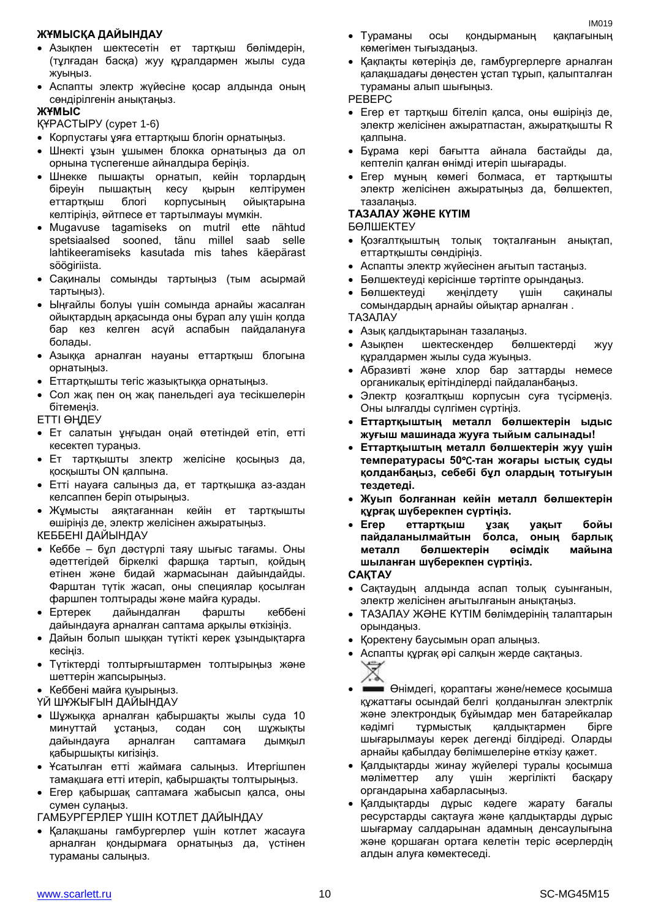### ЖҰМЫСҚА ДАЙЫНДАУ

- Азықпен шектесетін ет тартқыш бөлімдерін, (тұлғадан басқа) жуу құралдармен жылы суда жуыңыз.
- Аспапты электр жүйесіне қосар алдында оның сөндірілгенін анықтаңыз.

### ЖҰМЫС

ҚҰРАСТЫРУ (сурет 1-6)

- Корпустағы ұяға еттартқыш блогін орнатыңыз.
- Шнекті ұзын ұшымен блокка орнатыңыз да ол орнына түспегенше айналдыра беріңіз.
- Шнекке пышақты орнатып, кейін торлардың біреуін пышақтың кесу қырын келтірумен еттартқыш блогі корпусының ойықтарына келтіріңіз, әйтпесе ет тартылмауы мүмкін.
- Mugavuse tagamiseks on mutril ette nähtud spetsiaalsed sooned, tänu millel saab selle lahtikeeramiseks kasutada mis tahes käepärast söögiriista.
- Сақиналы сомынды тартыңыз (тым асырмай тартыңыз).
- Ыңғайлы болуы үшін сомында арнайы жасалған ойықтардың арқасында оны бұрап алу үшін қолда бар кез келген асүй аспабын пайдалануға болады.
- Азыққа арналған науаны еттартқыш блогына орнатыңыз.
- Еттартқышты тегіс жазықтыққа орнатыңыз.
- Сол жақ пен оң жақ панельдегі ауа тесікшелерін бітемеңіз.

ЕТТІ ӨҢДЕУ

- Ет тартқыш ұңғыдан оңай өтетіндей етіп, етті кесектеп тураңыз.
- Ет тартқышты злектр желісіне қосыңыз да, қосқышты ON қалпына.
- Етті науаға салыңыз да, ет тартқышқа аз-аздан келсаппен беріп отырыңыз.
- Жұмысты аяқтағаннан кейін ет тартқышты өшіріңіз де, электр желісінен ажыратыңыз.

КЕББЕНІ ДАЙЫНДАУ

- Кеббе – бұл дәстүрлі таяу шығыс тағамы. Оны әдеттегідей біркелкі фаршқа тартып, қойдың етінен және бидай жармасынан дайындайды. Фарштан түтік жасап, оны специялар қосылған фаршпен толтырады және майға қурады.
- Ертерек дайындалған фаршты кеббені дайындауға арналған саптама арқылы өткізіңіз.
- Дайын болып шыққан түтікті керек ұзындықтарға кесіңіз.
- Түтіктерді толтырғыштармен толтырыңыз және шеттерін жапсырыңыз.
- Кеббені майға қуырыңыз.

ҮЙ ШҰЖЫҒЫН ДАЙЫНДАУ

- Шұжыққа арналған қабыршақты жылы суда 10 минуттай ұстаңыз, содан соң шұжықты дайындауға арналған саптамаға дымқыл қабыршықты кигізіңіз.
- Ұсатылған етті жаймаға салыңыз. Итергішпен тамақшаға етті итеріп, қабыршақты толтырыңыз.
- Егер қабыршақ саптамаға жабысып қалса, оны сумен сулаңыз.

ГАМБУРГЕРЛЕР ҮШІН КОТЛЕТ ДАЙЫНДАУ

- Қалақшаны гамбургерлер үшін котлет жасауға арналған қондырмаға орнатыңыз да, үстінен тураманы салыңыз.
- Тураманы осы қондырманың қақпағының көмегімен тығыздаңыз.
- Қақпақты көтеріңіз де, гамбургерлерге арналған қалақшадағы дөңестен ұстап тұрып, қалыпталған тураманы алып шығыңыз.

РЕВЕРС

- Егер ет тартқыш бітеліп қалса, оны өшіріңіз де, электр желісінен ажыратпастан, ажыратқышты R қалпына.
- Бұрама кері бағытта айнала бастайды да, кептеліп қалған өнімді итеріп шығарады.
- Егер мұның көмегі болмаса, ет тартқышты электр желісінен ажыратыңыз да, бөлшектеп, тазалаңыз.

### ТАЗАЛАУ ЖӘНЕ КҮТІМ

БӨЛШЕКТЕУ

- Қозғалтқыштың толық тоқталғанын анықтап, еттартқышты сөндіріңіз.
- Аспапты электр жүйесінен ағытып тастаңыз.
- Бөлшектеуді керісінше тәртіпте орындаңыз.
- Бөлшектеуді жеңілдету үшін сақиналы сомындардың арнайы ойықтар арналған .

ТАЗАЛАУ

- Азық қалдықтарынан тазалаңыз.
- Азықпен шектескендер бөлшектерді жуу құралдармен жылы суда жуыңыз.
- Абразивті және хлор бар заттарды немесе органикалық ерітінділерді пайдаланбаңыз.
- Электр қозғалтқыш корпусын суға түсірмеңіз. Оны ылғалды сүлгімен сүртіңіз.
- **Еттартқыштың металл бөлшектерін ыдыс жуғыш машинада жууға тыйым салынады!**
- **Еттартқыштың металл бөлшектерін жуу үшін температурасы 50℃-тан жоғары ыстық суды қолданбаңыз, себебі бұл олардың тотығуын тездетеді.**
- **Жуып болғаннан кейін металл бөлшектерін құрғақ шүберекпен сүртіңіз.**
- **Егер еттартқыш ұзақ уақыт бойы пайдаланылмайтын болса, оның барлық металл бөлшектерін өсімдік майына шыланған шүберекпен сүртіңіз.**

### САҚТАУ

- Сақтаудың алдында аспап толық суынғанын, электр желісінен ағытылғанын анықтаңыз.
- ТАЗАЛАУ ЖӘНЕ КҮТІМ бөлімдерінің талаптарын орындаңыз.
- Қоректену баусымын орап алыңыз.
- Аспапты құрғақ әрі салқын жерде сақтаңыз.
- Өнімдегі, қораптағы және/немесе қосымша құжаттағы осындай белгі қолданылған электрлік және электрондық бұйымдар мен батарейкалар кәдімгі тұрмыстық қалдықтармен бірге шығарылмауы керек дегенді білдіреді. Оларды арнайы қабылдау бөлімшелеріне өткізу қажет.
- Қалдықтарды жинау жүйелері туралы қосымша мәліметтер алу үшін жергілікті басқару органдарына хабарласыңыз.
- Қалдықтарды дұрыс кәдеге жарату бағалы ресурстарды сақтауға және қалдықтарды дұрыс шығармау салдарынан адамның денсаулығына және қоршаған ортаға келетін теріс әсерлердің алдын алуға көмектеседі.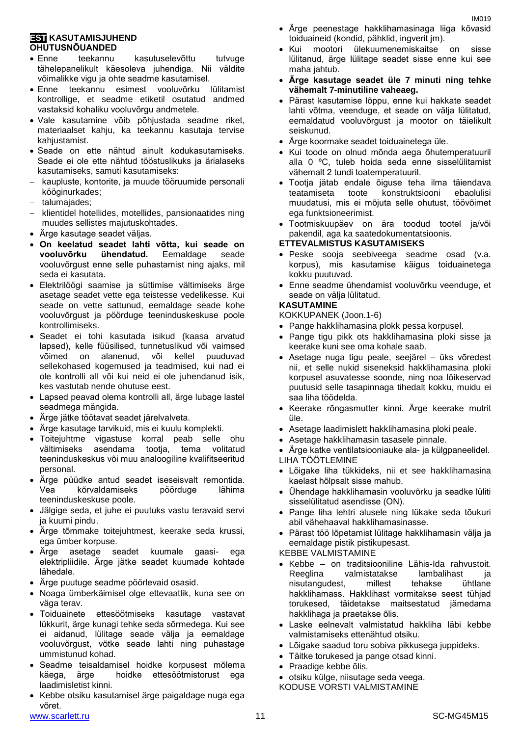**EST KASUTAMISJUHEND**

**OHUTUSNÕUANDED**

- Enne teekannu kasutuselevõttu tutvuge tähelepanelikult käesoleva juhendiga. Nii väldite võimalikke vigu ja ohte seadme kasutamisel.
- Enne teekannu esimest vooluvõrku lülitamist kontrollige, et seadme etiketil osutatud andmed vastaksid kohaliku vooluvõrgu andmetele.
- Vale kasutamine võib põhjustada seadme riket, materiaalset kahju, ka teekannu kasutaja tervise kahjustamist.
- Seade on ette nähtud ainult kodukasutamiseks. Seade ei ole ette nähtud tööstuslikuks ja ärialaseks kasutamiseks, samuti kasutamiseks:
  - kaupluste, kontorite, ja muude tööruumide personali kööginurkades;
  - talumajades;
  - klientidel hotellides, motellides, pansionaatides ning muudes sellistes majutuskohtades.
- Ärge kasutage seadet väljas.
- **On keelatud seadet lahti võtta, kui seade on vooluvõrku ühendatud.** Eemaldage seade vooluvõrgust enne selle puhastamist ning ajaks, mil seda ei kasutata.
- Elektrilöögi saamise ja süttimise vältimiseks ärge asetage seadet vette ega teistesse vedelikesse. Kui seade on vette sattunud, eemaldage seade kohe vooluvõrgust ja pöörduge teeninduskeskuse poole kontrollimiseks.
- Seadet ei tohi kasutada isikud (kaasa arvatud lapsed), kelle füüsilised, tunnetuslikud või vaimsed võimed on alanenud, või kellel puuduvad sellekohased kogemused ja teadmised, kui nad ei ole kontrolli all või kui neid ei ole juhendanud isik, kes vastutab nende ohutuse eest.
- Lapsed peavad olema kontrolli all, ärge lubage lastel seadmega mängida.
- Ärge jätke töötavat seadet järelvalveta.
- Ärge kasutage tarvikuid, mis ei kuulu komplekti.
- Toitejuhtme vigastuse korral peab selle ohu vältimiseks asendama tootja, tema volitatud teeninduskeskus või muu analoogiline kvalifitseeritud personal.
- Ärge püüdke antud seadet iseseisvalt remontida. Vea kõrvaldamiseks pöörduge lähima teeninduskeskuse poole.
- Jälgige seda, et juhe ei puutuks vastu teravaid servi ja kuumi pindu.
- Ärge tõmmake toitejuhtmest, keerake seda krussi, ega ümber korpuse.
- Ärge asetage seadet kuumale gaasi- ega elektripliidile. Ärge jätke seadet kuumade kohtade lähedale.
- Ärge puutuge seadme pöörlevaid osasid.
- Noaga ümberkäimisel olge ettevaatlik, kuna see on väga terav.
- Toiduainete ettesöötmiseks kasutage vastavat lükkurit, ärge kunagi tehke seda sõrmedega. Kui see ei aidanud, lülitage seade välja ja eemaldage vooluvõrgust, võtke seade lahti ning puhastage ummistunud kohad.
- Seadme teisaldamisel hoidke korpusest mõlema käega, ärge hoidke ettesöötmistorust ega laadimisletist kinni.
- Kebbe otsiku kasutamisel ärge paigaldage nuga ega võret.
- Ärge peenestage hakklihamasinaga liiga kõvasid toiduaineid (kondid, pähklid, ingverit jm).
- Kui mootori ülekuumenemiskaitse on sisse lülitanud, ärge lülitage seadet sisse enne kui see maha jahtub.
- **Ärge kasutage seadet üle 7 minuti ning tehke vähemalt 7-minutiline vaheaeg.**
- Pärast kasutamise lõppu, enne kui hakkate seadet lahti võtma, veenduge, et seade on välja lülitatud, eemaldatud vooluvõrgust ja mootor on täielikult seiskunud.
- Ärge koormake seadet toiduainetega üle.
- Kui toode on olnud mõnda aega õhutemperatuuril alla 0 ºC, tuleb hoida seda enne sisselülitamist vähemalt 2 tundi toatemperatuuril.
- Tootja jätab endale õiguse teha ilma täiendava teatamiseta toote konstruktsiooni ebaolulisi muudatusi, mis ei mõjuta selle ohutust, töövõimet ega funktsioneerimist.
- Tootmiskuupäev on ära toodud tootel ja/või pakendil, aga ka saatedokumentatsioonis.

**ETTEVALMISTUS KASUTAMISEKS**

- Peske sooja seebiveega seadme osad (v.a. korpus), mis kasutamise käigus toiduainetega kokku puutuvad.
- Enne seadme ühendamist vooluvõrku veenduge, et seade on välja lülitatud.

**KASUTAMINE**

KOKKUPANEK (Joon.1-6)

- Pange hakklihamasina plokk pessa korpusel.
- Pange tigu pikk ots hakklihamasina ploki sisse ja keerake kuni see oma kohale saab.
- Asetage nuga tigu peale, seejärel – üks võredest nii, et selle nukid siseneksid hakklihamasina ploki korpusel asuvatesse soonde, ning noa lõikeservad puutusid selle tasapinnaga tihedalt kokku, muidu ei saa liha töödelda.
- Keerake rõngasmutter kinni. Ärge keerake mutrit üle.
- Asetage laadimislett hakklihamasina ploki peale.
- Asetage hakklihamasin tasasele pinnale.
- Ärge katke ventilatsiooniauke ala- ja külgpaneelidel.

LIHA TÖÖTLEMINE

- Lõigake liha tükkideks, nii et see hakklihamasina kaelast hõlpsalt sisse mahub.
- Ühendage hakklihamasin vooluvõrku ja seadke lüliti sisselülitatud asendisse (ON).
- Pange liha lehtri alusele ning lükake seda tõukuri abil vähehaaval hakklihamasinasse.
- Pärast töö lõpetamist lülitage hakklihamasin välja ja eemaldage pistik pistikupesast.

KEBBE VALMISTAMINE

- Kebbe – on traditsiooniline Lähis-Ida rahvustoit. Reeglina valmistatakse lambalihast ja nisutangudest, millest tehakse ühtlane hakklihamass. Hakklihast vormitakse seest tühjad torukesed, täidetakse maitsestatud jämedama hakklihaga ja praetakse õlis.
- Laske eelnevalt valmistatud hakkliha läbi kebbe valmistamiseks ettenähtud otsiku.
- Lõigake saadud toru sobiva pikkusega juppideks.
- Täitke torukesed ja pange otsad kinni.
- Praadige kebbe õlis.
- otsiku külge, niisutage seda veega.

KODUSE VORSTI VALMISTAMINE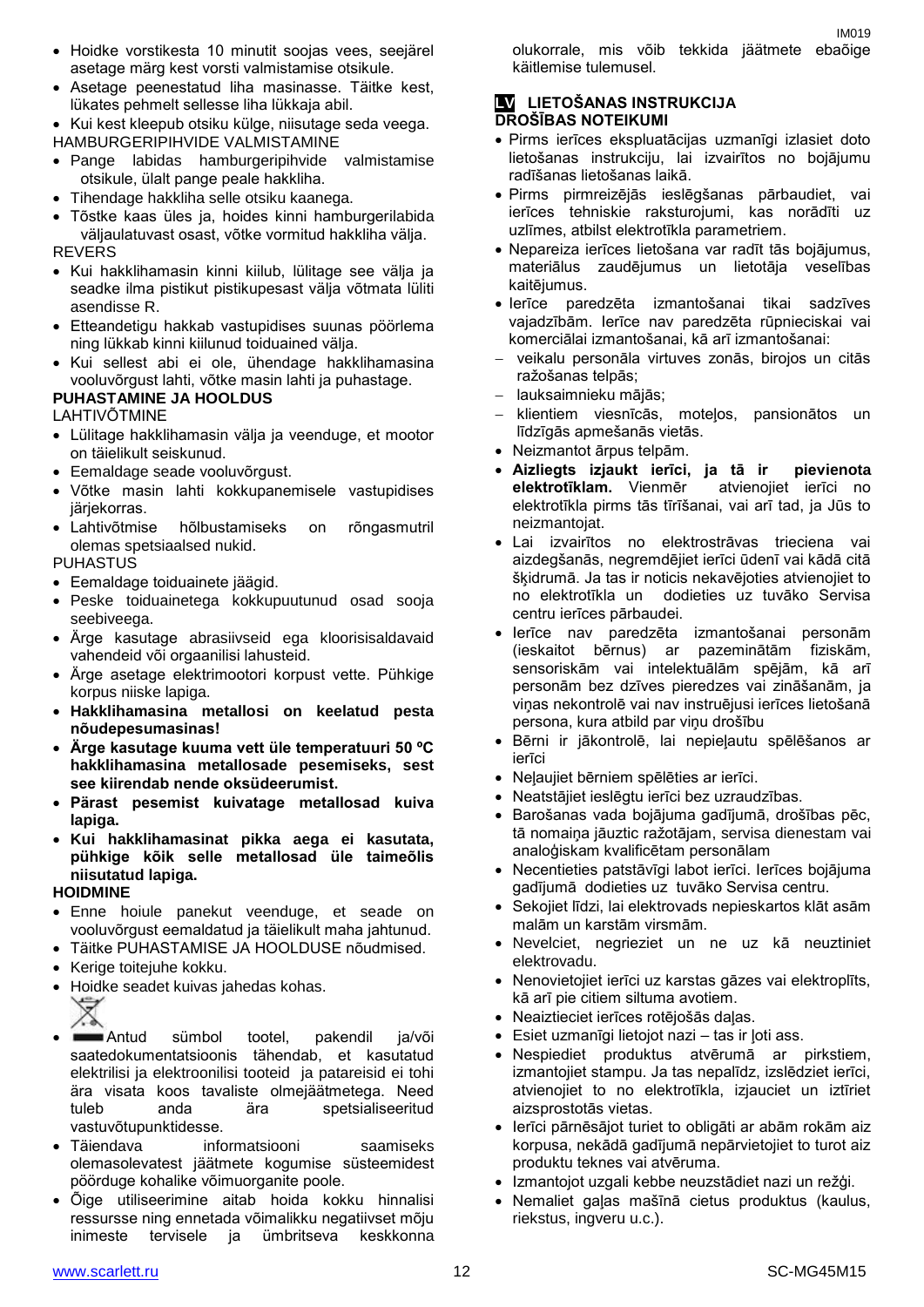- Hoidke vorstikesta 10 minutit soojas vees, seejärel asetage märg kest vorsti valmistamise otsikule.
- Asetage peenestatud liha masinasse. Täitke kest, lükates pehmelt sellesse liha lükkaja abil.
- Kui kest kleepub otsiku külge, niisutage seda veega.

HAMBURGERIPIHVIDE VALMISTAMINE

- Pange labidas hamburgeripihvide valmistamise otsikule, ülalt pange peale hakkliha.
- Tihendage hakkliha selle otsiku kaanega.
- Tõstke kaas üles ja, hoides kinni hamburgerilabida väljaulatuvast osast, võtke vormitud hakkliha välja.

REVERS

- Kui hakklihamasin kinni kiilub, lülitage see välja ja seadke ilma pistikut pistikupesast välja võtmata lüliti asendisse R.
- Etteandetigu hakkab vastupidises suunas pöörlema ning lükkab kinni kiilunud toiduained välja.
- Kui sellest abi ei ole, ühendage hakklihamasina vooluvõrgust lahti, võtke masin lahti ja puhastage.

**PUHASTAMINE JA HOOLDUS**

LAHTIVÕTMINE

- Lülitage hakklihamasin välja ja veenduge, et mootor on täielikult seiskunud.
- Eemaldage seade vooluvõrgust.
- Võtke masin lahti kokkupanemisele vastupidises järjekorras.
- Lahtivõtmise hõlbustamiseks on rõngasmutril olemas spetsiaalsed nukid.

PUHASTUS

- Eemaldage toiduainete jäägid.
- Peske toiduainetega kokkupuutunud osad sooja seebiveega.
- Ärge kasutage abrasiivseid ega kloorisisaldavaid vahendeid või orgaanilisi lahusteid.
- Ärge asetage elektrimootori korpust vette. Pühkige korpus niiske lapiga.
- **Hakklihamasina metallosi on keelatud pesta nõudepesumasinas!**
- **Ärge kasutage kuuma vett üle temperatuuri 50 ºC hakklihamasina metallosade pesemiseks, sest see kiirendab nende oksüdeerumist.**
- **Pärast pesemist kuivatage metallosad kuiva lapiga.**
- **Kui hakklihamasinat pikka aega ei kasutata, pühkige kõik selle metallosad üle taimeõlis niisutatud lapiga.**

**HOIDMINE**

- Enne hoiule panekut veenduge, et seade on vooluvõrgust eemaldatud ja täielikult maha jahtunud.
- Täitke PUHASTAMISE JA HOOLDUSE nõudmised.
- Kerige toitejuhe kokku.
- Hoidke seadet kuivas jahedas kohas.

- Antud sümbol tootel, pakendil ja/või saatedokumentatsioonis tähendab, et kasutatud elektrilisi ja elektroonilisi tooteid ja patareisid ei tohi ära visata koos tavaliste olmejäätmetega. Need tuleb anda ära spetsialiseeritud vastuvõtupunktidesse.
- Täiendava informatsiooni saamiseks olemasolevatest jäätmete kogumise süsteemidest pöörduge kohalike võimuorganite poole.
- Õige utiliseerimine aitab hoida kokku hinnalisi ressursse ning ennetada võimalikku negatiivset mõju inimeste tervisele ja ümbritseva keskkonna olukorrale, mis võib tekkida jäätmete ebaõige käitlemise tulemusel.

## LV LIETOŠANAS INSTRUKCIJA

**DROŠĪBAS NOTEIKUMI**

- Pirms ierīces ekspluatācijas uzmanīgi izlasiet doto lietošanas instrukciju, lai izvairītos no bojājumu radīšanas lietošanas laikā.
- Pirms pirmreizējās ieslēgšanas pārbaudiet, vai ierīces tehniskie raksturojumi, kas norādīti uz uzlīmes, atbilst elektrotīkla parametriem.
- Nepareiza ierīces lietošana var radīt tās bojājumus, materiālus zaudējumus un lietotāja veselības kaitējumus.
- Ierīce paredzēta izmantošanai tikai sadzīves vajadzībām. Ierīce nav paredzēta rūpnieciskai vai komerciālai izmantošanai, kā arī izmantošanai:
  - veikalu personāla virtuves zonās, birojos un citās ražošanas telpās;
  - lauksaimnieku mājās;
  - klientiem viesnīcās, moteļos, pansionātos un līdzīgās apmešanās vietās.
- Neizmantot ārpus telpām.
- **Aizliegts izjaukt ierīci, ja tā ir pievienota elektrotīklam.** Vienmēr atvienojiet ierīci no elektrotīkla pirms tās tīrīšanai, vai arī tad, ja Jūs to neizmantojat.
- Lai izvairītos no elektrostrāvas trieciena vai aizdegšanās, negremdējiet ierīci ūdenī vai kādā citā šķidrumā. Ja tas ir noticis nekavējoties atvienojiet to no elektrotīkla un dodieties uz tuvāko Servisa centru ierīces pārbaudei.
- Ierīce nav paredzēta izmantošanai personām (ieskaitot bērnus) ar pazeminātām fiziskām, sensoriskām vai intelektuālām spējām, kā arī personām bez dzīves pieredzes vai zināšanām, ja viņas nekontrolē vai nav instruējusi ierīces lietošanā persona, kura atbild par viņu drošību
- Bērni ir jākontrolē, lai nepieļautu spēlēšanos ar ierīci
- Neļaujiet bērniem spēlēties ar ierīci.
- Neatstājiet ieslēgtu ierīci bez uzraudzības.
- Barošanas vada bojājuma gadījumā, drošības pēc, tā nomaiņa jāuztic ražotājam, servisa dienestam vai analoģiskam kvalificētam personālam
- Necentieties patstāvīgi labot ierīci. Ierīces bojājuma gadījumā dodieties uz tuvāko Servisa centru.
- Sekojiet līdzi, lai elektrovads nepieskartos klāt asām malām un karstām virsmām.
- Nevelciet, negrieziet un ne uz kā neuztiniet elektrovadu.
- Nenovietojiet ierīci uz karstas gāzes vai elektroplīts, kā arī pie citiem siltuma avotiem.
- Neaiztieciet ierīces rotējošās daļas.
- Esiet uzmanīgi lietojot nazi – tas ir ļoti ass.
- Nespiediet produktus atvērumā ar pirkstiem, izmantojiet stampu. Ja tas nepalīdz, izslēdziet ierīci, atvienojiet to no elektrotīkla, izjauciet un iztīriet aizsprostotās vietas.
- Ierīci pārnēsājot turiet to obligāti ar abām rokām aiz korpusa, nekādā gadījumā nepārvietojiet to turot aiz produktu teknes vai atvēruma.
- Izmantojot uzgali kebbe neuzstādiet nazi un režģi.
- Nemaliet gaļas mašīnā cietus produktus (kaulus, riekstus, ingveru u.c.).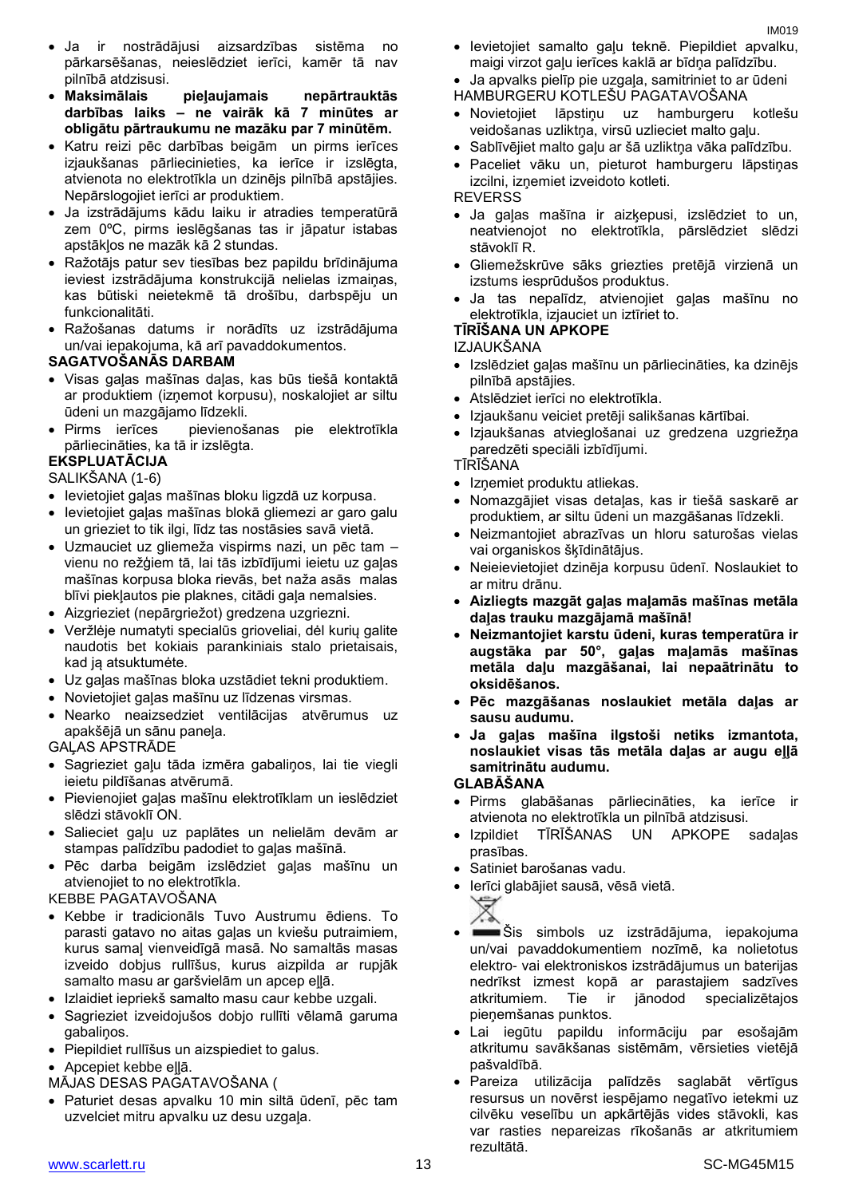- Ja ir nostrādājusi aizsardzības sistēma no pārkaršēšanas, neieslēdziet ierīci, kamēr tā nav pilnībā atdzisusi.
- **Maksimālais pieļaujamais nepārtrauktās darbības laiks – ne vairāk kā 7 minūtes ar obligātu pārtraukumu ne mazāku par 7 minūtēm.**
- Katru reizi pēc darbības beigām un pirms ierīces izjaukšanas pārliecinieties, ka ierīce ir izslēgta, atvienota no elektrotīkla un dzinējs pilnībā apstājies. Nepārslogojiet ierīci ar produktiem.
- Ja izstrādājums kādu laiku ir atradies temperatūrā zem 0ºC, pirms ieslēgšanas tas ir jāpatur istabas apstākļos ne mazāk kā 2 stundas.
- Ražotājs patur sev tiesības bez papildu brīdinājuma ieviest izstrādājuma konstrukcijā nelielas izmaiņas, kas būtiski neietekmē tā drošību, darbspēju un funkcionalitāti.
- Ražošanas datums ir norādīts uz izstrādājuma un/vai iepakojuma, kā arī pavaddokumentos.

**SAGATVOŠANĀS DARBAM**

- Visas gaļas mašīnas daļas, kas būs tiešā kontaktā ar produktiem (izņemot korpusu), noskalojiet ar siltu ūdeni un mazgājamo līdzekli.
- Pirms ierīces pievienošanas pie elektrotīkla pārliecinātiesm, ka tā ir izslēgta.

**EKSPLUATĀCIJA**

SALIKŠANA (1-6)

- Ievietojiet gaļas mašīnas bloku ligzdā uz korpusa.
- Ievietojiet gaļas mašīnas blokā gliemezi ar garo galu un grieziet to tik ilgi, līdz tas nostāsies savā vietā.
- Uzmauciet uz gliemeža vispirms nazi, un pēc tam – vienu no režģiem tā, lai tās izbīdījumi ieietu uz gaļas mašīnas korpusa bloka rievās, bet naža asās malas blīvi piekļautos pie plaknes, citādi gaļa nemalsies.
- Aizgrieziet (nepārgriežot) gredzena uzgriezni.
- Veržlėje numatyti specialūs grioveliai, dėl kurių galite naudotis bet kokiais parankiniais stalo prietaisais, kad ją atsuktumėte.
- Uz gaļas mašīnas bloka uzstādiet tekni produktiem.
- Novietojiet gaļas mašīnu uz līdzenas virsmas.
- Nearko neaizsedziet ventilācijas atvērumus uz apakšējā un sānu paneļa.

GAĻAS APSTRĀDE

- Sagrieziet gaļu tāda izmēra gabaliņos, lai tie viegli ieietu pildīšanas atvērumā.
- Pievienojiet gaļas mašīnu elektrotīklam un ieslēdziet slēdzi stāvoklī ON.
- Salieciet gaļu uz paplātes un nelielām devām ar stampas palīdzību padodiet to gaļas mašīnā.
- Pēc darba beigām izslēdziet gaļas mašīnu un atvienojiet to no elektrotīkla.

KEBBE PAGATAVOŠANA

- Kebbe ir tradicionāls Tuvo Austrumu ēdiens. To parasti gatavo no aitas gaļas un kviešu putraimiem, kurus samaļ vienveidīgā masā. No samaltās masas izveido dobjus rullīšus, kurus aizpilda ar rupjāk samalto masu ar garšvielām un apcep eļļā.
- Izlaidiet iepriekš samalto masu caur kebbe uzgali.
- Sagrieziet izveidojušos dobjo rullīti vēlamā garuma gabaliņos.
- Piepildiet rullīšus un aizspiediet to galus.
- Apcepiet kebbe eļļā.

MĀJAS DESAS PAGATAVOŠANA (

- Paturiet desas apvalku 10 min siltā ūdenī, pēc tam uzvelciet mitru apvalku uz desu uzgaļa.
- Ievietojiet samalto gaļu teknē. Piepildiet apvalku, maigi virzot gaļu ierīces kaklā ar bīdņa palīdzību.
- Ja apvalks pielīp pie uzgaļa, samitriniet to ar ūdeni

HAMBURGERU KOTLEŠU PAGATAVOŠANA

- Novietojiet lāpstiņu uz hamburgeru kotlešu veidošanas uzliktņa, virsū uzlieciet malto gaļu.
- Sablīvējiet malto gaļu ar šā uzliktņa vāka palīdzību.
- Paceliet vāku un, pieturot hamburgeru lāpstiņas izcilni, izņemiet izveidoto kotleti.

REVERSS

- Ja gaļas mašīna ir aizķepusi, izslēdziet to un, neatvienojot no elektrotīkla, pārslēdziet slēdzi stāvoklī R.
- Gliemežskrūve sāks griezties pretējā virzienā un izstums iesprūdušos produktus.
- Ja tas nepalīdz, atvienojiet gaļas mašīnu no elektrotīkla, izjauciet un iztīriet to.

**TĪRĪŠANA UN APKOPE**

IZJAUKŠANA

- Izslēdziet gaļas mašīnu un pārliecināties, ka dzinējs pilnībā apstājies.
- Atslēdziet ierīci no elektrotīkla.
- Izjaukšanu veiciet pretēji salikšanas kārtībai.
- Izjaukšanas atvieglošanai uz gredzena uzgriežņa paredzēti speciāli izbīdījumi.

TĪRĪŠANA

- Izņemiet produktu atliekas.
- Nomazgājiet visas detaļas, kas ir tiešā saskarē ar produktiem, ar siltu ūdeni un mazgāšanas līdzekli.
- Neizmantojiet abrazīvas un hloru saturošas vielas vai organiskos šķīdinātājus.
- Neieievietojiet dzinēja korpusu ūdenī. Noslaukiet to ar mitru drānu.
- **Aizliegts mazgāt gaļas maļamās mašīnas metāla daļas trauku mazgājamā mašīnā!**
- **Neizmantojiet karstu ūdeni, kuras temperatūra ir augstāka par 50°, gaļas maļamās mašīnas metāla daļu mazgāšanai, lai nepaātrinātu to oksidēšanos.**
- **Pēc mazgāšanas noslaukiet metāla daļas ar sausu audumu.**
- **Ja gaļas mašīna ilgstoši netiks izmantota, noslaukiet visas tās metāla daļas ar augu eļļā samitrinātu audumu.**

**GLABĀŠANA**

- Pirms glabāšanas pārliecinieties, ka ierīce ir atvienota no elektrotīkla un pilnībā atdzisusi.
- Izpildiet TĪRĪŠANAS UN APKOPE sadaļas prasības.
- Satiniet barošanas vadu.
- Ierīci glabājiet sausā, vēsā vietā.
- Šis simbols uz izstrādājuma, iepakojuma un/vai pavaddokumentiem nozīmē, ka nolietotus elektro- vai elektroniskos izstrādājumus un baterijas nedrīkst izmest kopā ar parastajiem sadzīves atkritumiem. Tie ir jānodod specializētajos pieņemšanas punktos.
- Lai iegūtu papildu informāciju par esošajām atkritumu savākšanas sistēmām, vērsieties vietējā pašvaldībā.
- Pareiza utilizācija palīdzēs saglabāt vērtīgus resursus un novērst iespējamo negatīvo ietekmi uz cilvēku veselību un apkārtējās vides stāvokli, kas var rasties nepareizas rīkošanās ar atkritumiem rezultātā.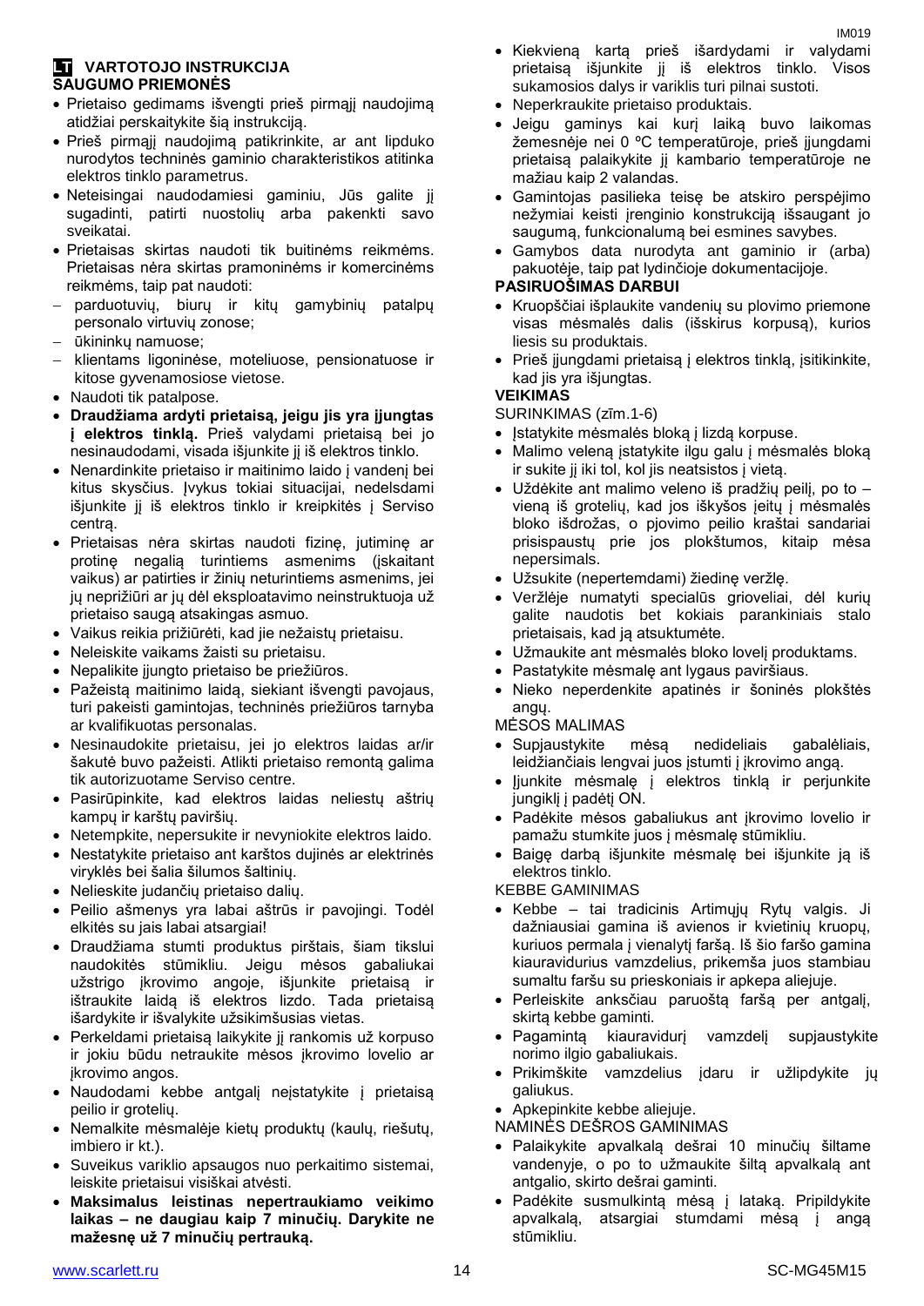## LT VARTOTOJO INSTRUKCIJA

### SAUGUMO PRIEMONĖS

- Prietaiso gedimams išvengti prieš pirmąjį naudojimą atidžiai perskaitykite šią instrukciją.
- Prieš pirmąjį naudojimą patikrinkite, ar ant lipduko nurodytos techninės gaminio charakteristikos atitinka elektros tinklo parametrus.
- Neteisingai naudodamiesi gaminiu, Jūs galite jį sugadinti, patirti nuostolių arba pakenkti savo sveikatai.
- Prietaisas skirtas naudoti tik buitinėms reikmėms. Prietaisas nėra skirtas pramoninėms ir komercinėms reikmėms, taip pat naudoti:
  - parduotuvių, biurų ir kitų gamybinių patalpų personalo virtuvių zonose;
  - ūkininkų namuose;
  - klientams ligoninėse, moteliuose, pensionatuose ir kitose gyvenamosiose vietose.
- Naudoti tik patalpose.
- **Draudžiama ardyti prietaisą, jeigu jis yra įjungtas į elektros tinklą.** Prieš valydami prietaisą bei jo nesinaudodami, visada išjunkite jį iš elektros tinklo.
- Nenardinkite prietaiso ir maitinimo laido į vandenį bei kitus skysčius. Įvykus tokiai situacijai, nedelsdami išjunkite jį iš elektros tinklo ir kreipkitės į Serviso centrą.
- Prietaisas nėra skirtas naudoti fizinę, jutiminę ar protinę negalią turintiems asmenims (įskaitant vaikus) ar patirties ir žinių neturintiems asmenims, jei jų neprižiūri ar jų dėl eksploatavimo neinstruktuoja už prietaiso saugą atsakingas asmuo.
- Vaikus reikia prižiūrėti, kad jie nežaistų prietaisu.
- Neleiskite vaikams žaisti su prietaisu.
- Nepalikite įjungto prietaiso be priežiūros.
- Pažeistą maitinimo laidą, siekiant išvengti pavojaus, turi pakeisti gamintojas, techninės priežiūros tarnyba ar kvalifikuotas personalas.
- Nesinaudokite prietaisu, jei jo elektros laidas ar/ir šakutė buvo pažeisti. Atlikti prietaiso remontą galima tik autorizuotame Serviso centre.
- Pasirūpinkite, kad elektros laidas neliestų aštrių kampų ir karštų paviršių.
- Netempkite, nepersukite ir nevyniokite elektros laido.
- Nestatykite prietaiso ant karštos dujinės ar elektrinės viryklės bei šalia šilumos šaltinių.
- Nelieskite judančių prietaiso dalių.
- Peilio ašmenys yra labai aštrūs ir pavojingi. Todėl elkitės su jais labai atsargiai!
- Draudžiama stumti produktus pirštais, šiam tikslui naudokitės stūmikliu. Jeigu mėsos gabaliukai užstrigo įkrovimo angoje, išjunkite prietaisą ir ištraukite laidą iš elektros lizdo. Tada prietaisą išardykite ir išvalykite užsikimšusias vietas.
- Perkeldami prietaisą laikykite jį rankomis už korpuso ir jokiu būdu netraukite mėsos įkrovimo lovelio ar įkrovimo angos.
- Naudodami kebbe antgalį neįstatykite į prietaisą peilio ir grotelių.
- Nemalkite mėsmalėje kietų produktų (kaulų, riešutų, imbiero ir kt.).
- Suveikus variklio apsaugos nuo perkaitimo sistemai, leiskite prietaisui visiškai atvėsti.
- **Maksimalus leistinas nepertraukiamo veikimo laikas – ne daugiau kaip 7 minučių. Darykite ne mažesnę už 7 minučių pertrauką.**
- Kiekvieną kartą prieš išardydami ir valydami prietaisą išjunkite jį iš elektros tinklo. Visos sukamosios dalys ir variklis turi pilnai sustoti.
- Neperkraukite prietaiso produktais.
- Jeigu gaminys kai kurį laiką buvo laikomas žemesnėje nei 0 ºC temperatūroje, prieš įjungdami prietaisą palaikykite jį kambario temperatūroje ne mažiau kaip 2 valandas.
- Gamintojas pasilieka teisę be atskiro perspėjimo nežymiai keisti įrenginio konstrukciją išsaugant jo saugumą, funkcionalumą bei esmines savybes.
- Gamybos data nurodyta ant gaminio ir (arba) pakuotėje, taip pat lydinčioje dokumentacijoje.

### PASIRUOŠIMAS DARBUI

- Kruopščiai išplaukite vandeniu su plovimo priemone visas mėsmalės dalis (išskirus korpusą), kurios liesis su produktais.
- Prieš įjungdami prietaisą į elektros tinklą, įsitikinkite, kad jis yra išjungtas.

### VEIKIMAS

SURINKIMAS (zīm.1-6)

- Įstatykite mėsmalės bloką į lizdą korpuse.
- Malimo veleną įstatykite ilgu galu į mėsmalės bloką ir sukite jį iki tol, kol jis neatsistos į vietą.
- Uždėkite ant malimo veleno iš pradžių peilį, po to – vieną iš grotelių, kad jos iškyšos įeitų į mėsmalės bloko išdrožas, o pjovimo peilio kraštai sandariai prisispaustų prie jos plokštumos, kitaip mėsa nepersimals.
- Užsukite (nepertemdami) žiedinę veržlę.
- Veržlėje numatyti specialūs grioveliai, dėl kurių galite naudotis bet kokiais parankiniais stalo prietaisais, kad ją atsuktumėte.
- Užmaukite ant mėsmalės bloko lovelį produktams.
- Pastatykite mėsmalę ant lygaus paviršiaus.
- Nieko neperdenkite apatinės ir šoninės plokštės angų.

MĖSOS MALIMAS

- Supjaustykite mėsą nedideliais gabalėliais, leidžiančiais lengvai juos įstumti į įkrovimo angą.
- Įjunkite mėsmalę į elektros tinklą ir perjunkite jungiklį į padėtį ON.
- Padėkite mėsos gabaliukus ant įkrovimo lovelio ir pamažu stumkite juos į mėsmalę stūmikliu.
- Baigę darbą išjunkite mėsmalę bei išjunkite ją iš elektros tinklo.

KEBBE GAMINIMAS

- Kebbe – tai tradicinis Artimųjų Rytų valgis. Ji dažniausiai gamina iš avienos ir kvietinių kruopų, kuriuos permala į vienalytį faršą. Iš šio faršo gamina kiauravidurius vamzdelius, prikemša juos stambiau sumaltu faršu su prieskoniais ir apkepa aliejuje.
- Perleiskite anksčiau paruoštą faršą per antgalį, skirtą kebbe gaminti.
- Pagamintą kiauravidurį vamzdelį supjaustykite norimo ilgio gabaliukais.
- Prikimškite vamzdelius įdaru ir užlipdykite jų galiukus.
- Apkepinkite kebbe aliejuje.

NAMINĖS DEŠROS GAMINIMAS

- Palaikykite apvalkalą dešrai 10 minučių šiltame vandenyje, o po to užmaukite šiltą apvalkalą ant antgalio, skirto dešrai gaminti.
- Padėkite susmulkintą mėsą į lataką. Pripildykite apvalkalą, atsargiai stumdami mėsą į angą stūmikliu.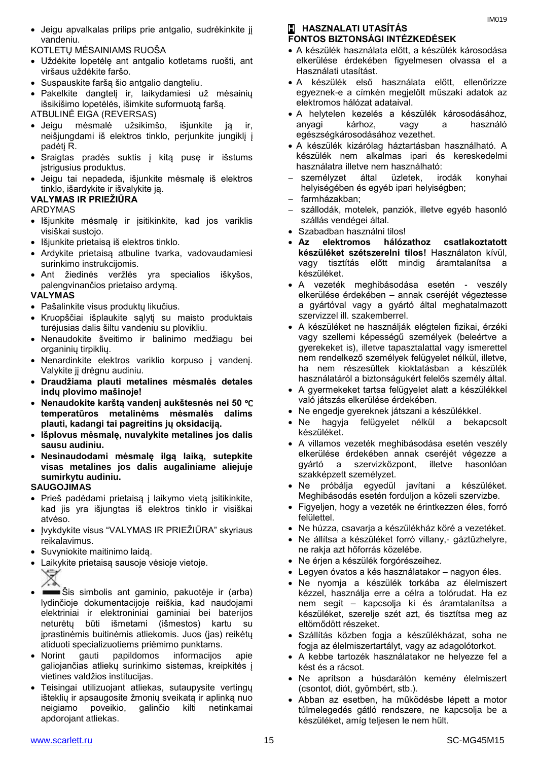- Jeigu apvalkalas prilips prie antgalio, sudrėkinkite jį vandeniu.

KOTLETŲ MĖSAINIAMS RUOŠA

- Uždėkite lopetėlę ant antgalio kotletams ruošti, ant viršaus uždėkite faršo.
- Suspauskite faršą šio antgalio dangteliu.
- Pakelkite dangtelį ir, laikydamiesi už mėsainių išsikišimo lopetėlės, išimkite suformuotą faršą.

ATBULINĖ EIGA (REVERSAS)

- Jeigu mėsmalė užsikimšo, išjunkite ją ir, neišjungdami iš elektros tinklo, perjunkite jungiklį į padėtį R.
- Sraigtas pradės suktis į kitą pusę ir išstums įstrigusius produktus.
- Jeigu tai nepadeda, išjunkite mėsmalę iš elektros tinklo, išardykite ir išvalykite ją.

**VALYMAS IR PRIEŽIŪRA**

ARDYMAS

- Išjunkite mėsmalę ir įsitikinkite, kad jos variklis visiškai sustojo.
- Išjunkite prietaisą iš elektros tinklo.
- Ardykite prietaisą atbuline tvarka, vadovaudamiesi surinkimo instrukcijomis.
- Ant žiedinės veržlės yra specialios iškyšos, palengvinančios prietaiso ardymą.

**VALYMAS**

- Pašalinkite visus produktų likučius.
- Kruopščiai išplaukite sąlytį su maisto produktais turėjusias dalis šiltu vandeniu su plovikliu.
- Nenaudokite šveitimo ir balinimo medžiagų bei organinių tirpiklių.
- Nenardinkite elektros variklio korpuso į vandenį. Valykite jį drėgnu audiniu.
- **Draudžiama plauti metalines mėsmalės detales indų plovimo mašinoje!**
- **Nenaudokite karštą vandenį aukštesnės nei 50 ℃ temperatūros metalinėms mėsmalės dalims plauti, kadangi tai pagreitins jų oksidaciją.**
- **Išplovus mėsmalę, nuvalykite metalines jos dalis sausu audiniu.**
- **Nesinaudodami mėsmalę ilgą laiką, sutepkite visas metalines jos dalis augaliniame aliejuje sumirkytu audiniu.**

**SAUGOJIMAS**

- Prieš padėdami prietaisą į laikymo vietą įsitikinkite, kad jis yra išjungtas iš elektros tinklo ir visiškai atvėso.
- Įvykdykite visus "VALYMAS IR PRIEŽIŪRA" skyriaus reikalavimus.
- Suvyniokite maitinimo laidą.
- Laikykite prietaisą sausoje vėsioje vietoje.
- Šis simbolis ant gaminio, pakuotėje ir (arba) lydinčioje dokumentacijoje reiškia, kad naudojami elektriniai ir elektroniniai gaminiai bei baterijos neturėtų būti išmetami (išmestos) kartu su įprastinėmis buitinėmis atliekomis. Juos (jas) reikėtų atiduoti specializuotiems priėmimo punktams.
- Norint gauti papildomos informacijos apie galiojančias atliekų surinkimo sistemas, kreipkitės į vietines valdžios institucijas.
- Teisingai utilizuojant atliekas, sutaupysite vertingų išteklių ir apsaugosite žmonių sveikatą ir aplinką nuo neigiamo poveikio, galinčio kilti netinkamai apdorojant atliekas.

## H HASZNALATI UTASÍTÁS

### FONTOS BIZTONSÁGI INTÉZKEDÉSEK

- A készülék használata előtt, a készülék károsodása elkerülése érdekében figyelmesen olvassa el a Használati utasítást.
- A készülék első használata előtt, ellenőrizze egyeznek-e a címkén megjelölt műszaki adatok az elektromos hálózat adataival.
- A helytelen kezelés a készülék károsodásához, anyagi kárhoz, vagy a használó egészségkárosodásához vezethet.
- A készülék kizárólag háztartásban használható. A készülék nem alkalmas ipari és kereskedelmi használatra illetve nem használható:
  - személyzet által üzletek, irodák konyhai helyiségében és egyéb ipari helyiségben;
  - farmházakban;
  - szállodák, motelek, panziók, illetve egyéb hasonló szállás vendégei által.
- Szabadban használni tilos!
- **Az elektromos hálózathoz csatlakoztatott készüléket szétszerelni tilos!** Használaton kívül, vagy tisztítás előtt mindig áramtalanítsa a készüléket.
- A vezeték meghibásodása esetén - veszély elkerülése érdekében – annak cseréjét végeztesse a gyártóval vagy a gyártó által meghatalmazott szervizzel ill. szakemberrel.
- A készüléket ne használják elégtelen fizikai, érzéki vagy szellemi képességű személyek (beleértve a gyerekeket is), illetve tapasztalattal vagy ismerettel nem rendelkező személyek felügyelet nélkül, illetve, ha nem részesültek kioktatásban a készülék használatáról a biztonságukért felelős személy által.
- A gyermekeket tartsa felügyelet alatt a készülékkel való játszás elkerülése érdekében.
- Ne engedje gyereknek játszani a készülékkel.
- Ne hagyja felügyelet nélkül a bekapcsolt készüléket.
- A villamos vezeték meghibásodása esetén veszély elkerülése érdekében annak cseréjét végezze a gyártó a szervizközpont, illetve hasonlóan szakképzett személyzet.
- Ne próbálja egyedül javítani a készüléket. Meghibásodás esetén forduljon a közeli szervizbe.
- Figyeljen, hogy a vezeték ne érintkezzen éles, forró felülettel.
- Ne húzza, csavarja a készülékház köré a vezetéket.
- Ne állítsa a készüléket forró villany,- gáztűzhelyre, ne rakja azt hőforrás közelébe.
- Ne érjen a készülék forgórészeihez.
- Legyen óvatos a kés használatakor – nagyon éles.
- Ne nyomja a készülék torkába az élelmiszert kézzel, használja erre a célra a tolórudat. Ha ez nem segít – kapcsolja ki és áramtalanítsa a készüléket, szerelje szét azt, és tisztítsa meg az eltömődött részeket.
- Szállítás közben fogja a készülékházat, soha ne fogja az élelmiszertartályt, vagy az adagolótorkot.
- A kebbe tartozék használatakor ne helyezze fel a kést és a rácsot.
- Ne aprítson a húsdarálón kemény élelmiszert (csontot, diót, gyömbért, stb.).
- Abban az esetben, ha működésbe lépett a motor túlmelegedés gátló rendszere, ne kapcsolja be a készüléket, amíg teljesen le nem hűlt.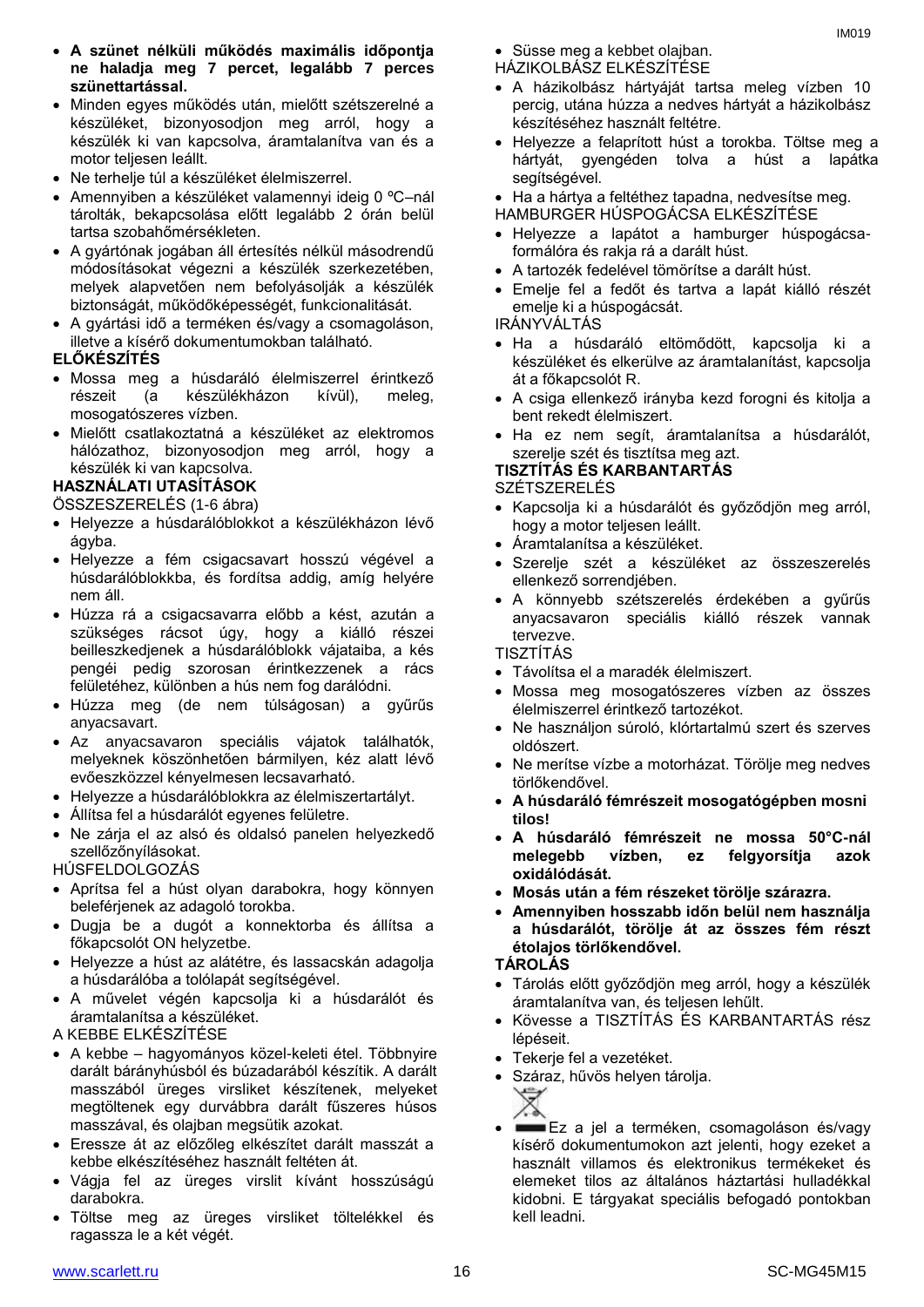- **A szünet nélküli működés maximális időpontja ne haladja meg 7 percet, legalább 7 perces szünettartással.**
- Minden egyes működés után, mielőtt szétszerelné a készüléket, bizonyosodjon meg arról, hogy a készülék ki van kapcsolva, áramtalanítva van és a motor teljesen leállt.
- Ne terhelje túl a készüléket élelmiszerrel.
- Amennyiben a készüléket valamennyi ideig 0 ºC–nál tárolták, bekapcsolása előtt legalább 2 órán belül tartsa szobahőmérsékleten.
- A gyártónak jogában áll értesítés nélkül másodrendű módosításokat végezni a készülék szerkezetében, melyek alapvetően nem befolyásolják a készülék biztonságát, működőképességét, funkcionalitását.
- A gyártási idő a terméken és/vagy a csomagoláson, illetve a kísérő dokumentumokban található.

**ELŐKÉSZÍTÉS**

- Mossa meg a húsdaráló élelmiszerrel érintkező részeit (a készülékházon kívül), meleg, mosogatószeres vízben.
- Mielőtt csatlakoztatná a készüléket az elektromos hálózathoz, bizonyosodjon meg arról, hogy a készülék ki van kapcsolva.

**HASZNÁLATI UTASÍTÁSOK**

ÖSSZESZERELÉS (1-6 ábra)

- Helyezze a húsdarálóblokkot a készülékházon lévő ágyba.
- Helyezze a fém csigacsavart hosszú végével a húsdarálóblokkba, és fordítsa addig, amíg helyére nem áll.
- Húzza rá a csigacsavarra előbb a kést, azután a szükséges rácsot úgy, hogy a kiálló részei beilleszkedjenek a húsdarálóblokk vájataiba, a kés pengéi pedig szorosan érintkezzenek a rács felületéhez, különben a hús nem fog darálódni.
- Húzza meg (de nem túlságosan) a gyűrűs anyacsavart.
- Az anyacsavaron speciális vájatok találhatók, melyeknek köszönhetően bármilyen, kéz alatt lévő evőeszközzel kényelmesen lecsavarható.
- Helyezze a húsdarálóblokkra az élelmiszertartályt.
- Állítsa fel a húsdarálót egyenes felületre.
- Ne zárja el az alsó és oldalsó panelen helyezkedő szellőzőnyílásokat.

HÚSFELDOLGOZÁS

- Aprítsa fel a húst olyan darabokra, hogy könnyen beleférjenek az adagoló torokba.
- Dugja be a dugót a konnektorba és állítsa a főkapcsolót ON helyzetbe.
- Helyezze a húst az alátétre, és lassacskán adagolja a húsdarálóba a tolólapát segítségével.
- A művelet végén kapcsolja ki a húsdarálót és áramtalanítsa a készüléket.

A KEBBE ELKÉSZÍTÉSE

- A kebbe – hagyományos közel-keleti étel. Többnyire darált bárányhúsból és búzadarából készítik. A darált masszából üreges virsliket készítenek, melyeket megtöltenek egy durvábbra darált fűszeres húsos masszával, és olajban megsütik azokat.
- Eressze át az előzőleg elkészítet darált masszát a kebbe elkészítéséhez használt feltéten át.
- Vágja fel az üreges virslit kívánt hosszúságú darabokra.
- Töltse meg az üreges virsliket töltelékkel és ragassza le a két végét.
- Süsse meg a kebbet olajban.

HÁZIKOLBÁSZ ELKÉSZÍTÉSE

- A házikolbász hártyáját tartsa meleg vízben 10 percig, utána húzza a nedves hártyát a házikolbász készítéséhez használt feltétre.
- Helyezze a felaprított húst a torokba. Töltse meg a hártyát, gyengéden tolva a húst a lapátka segítségével.
- Ha a hártya a feltéthez tapadna, nedvesítse meg.

HAMBURGER HÚSPOGÁCSA ELKÉSZÍTÉSE

- Helyezze a lapátot a hamburger húspogácsa-formálóra és rakja rá a darált húst.
- A tartozék fedelével tömörítse a darált húst.
- Emelje fel a fedőt és tartva a lapát kiálló részét emelje ki a húspogácsát.

IRÁNYVÁLTÁS

- Ha a húsdaráló eltömődött, kapcsolja ki a készüléket és elkerülve az áramtalanítást, kapcsolja át a főkapcsolót R.
- A csiga ellenkező irányba kezd forogni és kitolja a bent rekedt élelmiszert.
- Ha ez nem segít, áramtalanítsa a húsdarálót, szerelje szét és tisztítsa meg azt.

**TISZTÍTÁS ÉS KARBANTARTÁS**

SZÉTSZERELÉS

- Kapcsolja ki a húsdarálót és győződjön meg arról, hogy a motor teljesen leállt.
- Áramtalanítsa a készüléket.
- Szerelje szét a készüléket az összeszerelés ellenkező sorrendjében.
- A könnyebb szétszerelés érdekében a gyűrűs anyacsavaron speciális kiálló részek vannak tervezve.

TISZTÍTÁS

- Távolítsa el a maradék élelmiszert.
- Mossa meg mosogatószeres vízben az összes élelmiszerrel érintkező tartozékot.
- Ne használjon súroló, klórtartalmú szert és szerves oldószert.
- Ne merítse vízbe a motorházat. Törölje meg nedves törlőkendővel.
- **A húsdaráló fémrészeit mosogatógépben mosni tilos!**
- **A húsdaráló fémrészeit ne mossa 50°C-nál melegebb vízben, ez felgyorsítja azok oxidálódását.**
- **Mosás után a fém részeket törölje szárazra.**
- **Amennyiben hosszabb időn belül nem használja a húsdarálót, törölje át az összes fém részt étolajos törlőkendővel.**

**TÁROLÁS**

- Tárolás előtt győződjön meg arról, hogy a készülék áramtalanítva van, és teljesen lehűlt.
- Kövesse a TISZTÍTÁS ÉS KARBANTARTÁS rész lépéseit.
- Tekerje fel a vezetéket.
- Száraz, hűvös helyen tárolja.
- Ez a jel a terméken, csomagoláson és/vagy kísérő dokumentumokon azt jelenti, hogy ezeket a használt villamos és elektronikus termékeket és elemeket tilos az általános háztartási hulladékkal kidobni. E tárgyakat speciális befogadó pontokban kell leadni.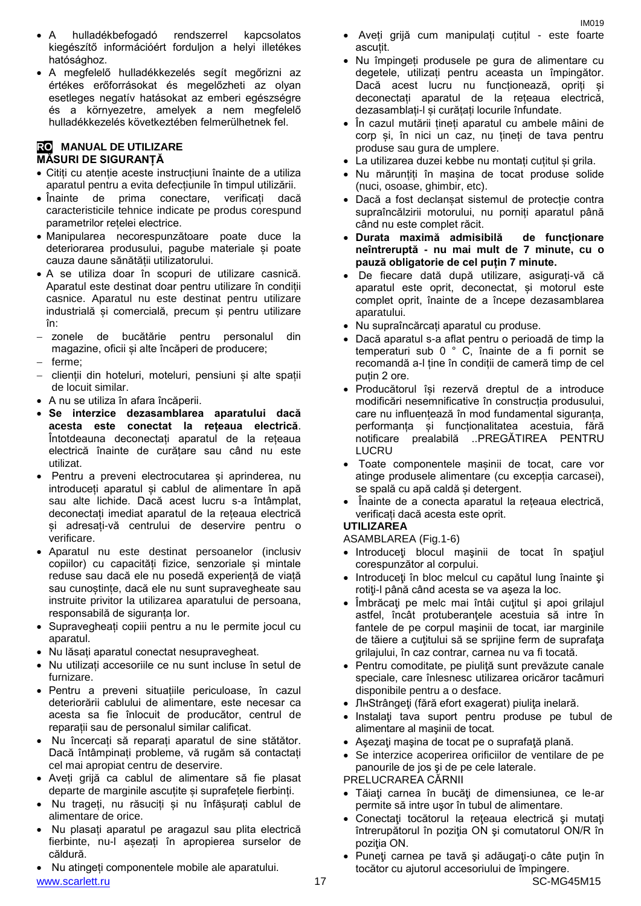- A hulladékbefogadó rendszerrel kapcsolatos kiegészítő információért forduljon a helyi illetékes hatósághoz.
- A megfelelő hulladékkezelés segít megőrizni az értékes erőforrásokat és megelőzheti az olyan esetleges negatív hatásokat az emberi egészségre és a környezetre, amelyek a nem megfelelő hulladékkezelés következtében felmerülhetnek fel.

**RO MANUAL DE UTILIZARE**
**MĂSURI DE SIGURANȚĂ**

- Citiți cu atenție aceste instrucțiuni înainte de a utiliza aparatul pentru a evita defecțiunile în timpul utilizării.
- Înainte de prima conectare, verificați dacă caracteristicile tehnice indicate pe produs corespund parametrilor rețelei electrice.
- Manipularea necorespunzătoare poate duce la deteriorarea produsului, pagube materiale și poate cauza daune sănătății utilizatorului.
- A se utiliza doar în scopuri de utilizare casnică. Aparatul este destinat doar pentru utilizare în condiții casnice. Aparatul nu este destinat pentru utilizare industrială și comercială, precum și pentru utilizare în:
  - zonele de bucătărie pentru personalul din magazine, oficii și alte încăperi de producere;
  - ferme;
  - clienții din hoteluri, moteluri, pensiuni și alte spații de locuit similar.
- A nu se utiliza în afara încăperii.
- **Se interzice dezasamblarea aparatului dacă acesta este conectat la rețeaua electrică**. Întotdeauna deconectați aparatul de la rețeaua electrică înainte de curățare sau când nu este utilizat.
- Pentru a preveni electrocutarea și aprinderea, nu introduceți aparatul și cablul de alimentare în apă sau alte lichide. Dacă acest lucru s-a întâmplat, deconectați imediat aparatul de la rețeaua electrică și adresați-vă centrului de deservire pentru o verificare.
- Aparatul nu este destinat persoanelor (inclusiv copiilor) cu capacități fizice, senzoriale și mintale reduse sau dacă ele nu posedă experiență de viață sau cunoștințe, dacă ele nu sunt supravegheate sau instruite privitor la utilizarea aparatului de persoana, responsabilă de siguranța lor.
- Supravegheați copiii pentru a nu le permite jocul cu aparatul.
- Nu lăsați aparatul conectat nesupravegheat.
- Nu utilizați accesoriile ce nu sunt incluse în setul de furnizare.
- Pentru a preveni situațiile periculoase, în cazul deteriorării cablului de alimentare, este necesar ca acesta să fie înlocuit de producător, centrul de reparații sau de personalul similar calificat.
- Nu încercați să reparați aparatul de sine stătător. Dacă întâmpinați probleme, vă rugăm să contactați cel mai apropiat centru de deservire.
- Aveți grijă ca cablul de alimentare să fie plasat departe de marginile ascuțite și suprafețele fierbinți.
- Nu trageți, nu răsuciți și nu înfășurați cablul de alimentare de orice.
- Nu plasați aparatul pe aragazul sau plita electrică fierbinte, nu-l așezați în apropierea surselor de căldură.
- Nu atingeți componentele mobile ale aparatului.
- Aveți grijă cum manipulați cuțitul - este foarte ascuțit.
- Nu împingeți produsele pe gura de alimentare cu degetele, utilizați pentru aceasta un împingător. Dacă acest lucru nu funcționează, opriți și deconectați aparatul de la rețeaua electrică, dezasamblați-l și curățați locurile înfundate.
- În cazul mutării țineți aparatul cu ambele mâini de corp și, în nici un caz, nu țineți de tava pentru produse sau gura de umplere.
- La utilizarea duzei kebbe nu montați cuțitul și grila.
- Nu mărunțiți în mașina de tocat produse solide (nuci, osoase, ghimbir, etc).
- Dacă a fost declanșat sistemul de protecție contra supraîncălzirii motorului, nu porniți aparatul până când nu este complet răcit.
- **Durata maximă admisibilă de funcționare neîntreruptă - nu mai mult de 7 minute, cu o pauză obligatorie de cel puțin 7 minute.**
- De fiecare dată după utilizare, asigurați-vă că aparatul este oprit, deconectat, și motorul este complet oprit, înainte de a începe dezasamblarea aparatului.
- Nu supraîncărcați aparatul cu produse.
- Dacă aparatul s-a aflat pentru o perioadă de timp la temperaturi sub 0 ° C, înainte de a fi pornit se recomandă a-l ține în condiții de cameră timp de cel puțin 2 ore.
- Producătorul își rezervă dreptul de a introduce modificări nesemnificative în construcția produsului, care nu influențează în mod fundamental siguranța, performanța și funcționalitatea acestuia, fără notificare prealabilă ..PREGĂTIREA PENTRU LUCRU
- Toate componentele mașinii de tocat, care vor atinge produsele alimentare (cu excepția carcasei), se spală cu apă caldă și detergent.
- Înainte de a conecta aparatul la rețeaua electrică, verificați dacă acesta este oprit.

**UTILIZAREA**

ASAMBLAREA (Fig.1-6)

- Introduceţi blocul maşinii de tocat în spaţiul corespunzător al corpului.
- Introduceţi în bloc melcul cu capătul lung înainte şi rotiţi-l până când acesta se va aşeza la loc.
- Îmbrăcaţi pe melc mai întâi cuţitul şi apoi grilajul astfel, încât protuberanţele acestuia să intre în fantele de pe corpul maşinii de tocat, iar marginile de tăiere a cuţitului să se sprijine ferm de suprafaţa grilajului, în caz contrar, carnea nu va fi tocată.
- Pentru comoditate, pe piuliţă sunt prevăzute canale speciale, care înlesnesc utilizarea oricăror tacâmuri disponibile pentru a o desface.
- ЛнStrângeţi (fără efort exagerat) piuliţa inelară.
- Instalaţi tava suport pentru produse pe tubul de alimentare al maşinii de tocat.
- Aşezaţi maşina de tocat pe o suprafaţă plană.
- Se interzice acoperirea orificiilor de ventilare de pe panourile de jos şi de pe cele laterale.

PRELUCRAREA CĂRNII

- Tăiaţi carnea în bucăţi de dimensiunea, ce le-ar permite să intre uşor în tubul de alimentare.
- Conectaţi tocătorul la reţeaua electrică şi mutaţi întrerupătorul în poziţia ON şi comutatorul ON/R în poziţia ON.
- Puneţi carnea pe tavă şi adăugaţi-o câte puţin în tocător cu ajutorul accesoriului de împingere.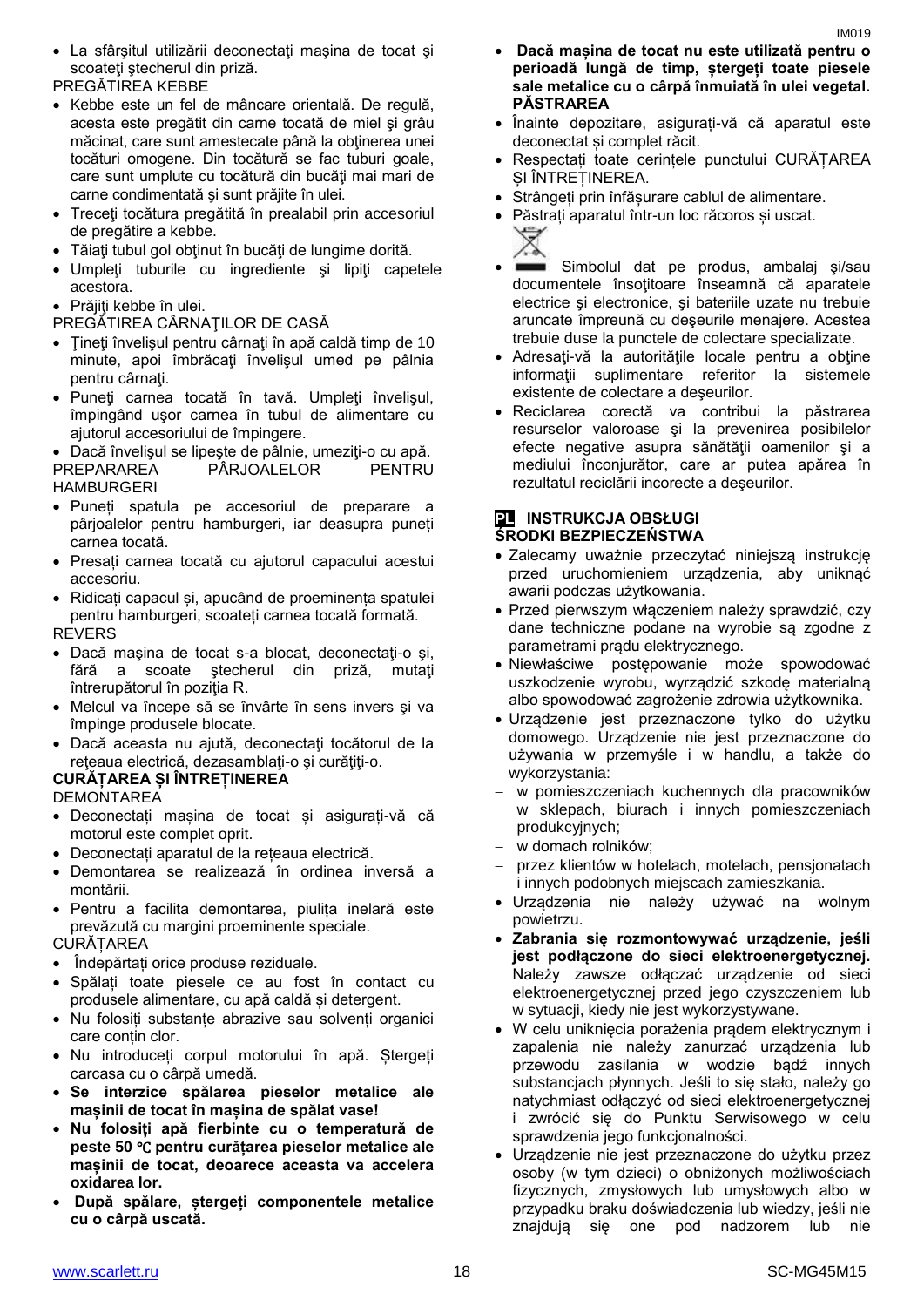- La sfârşitul utilizării deconectaţi maşina de tocat şi scoateţi ştecherul din priză.

PREGĂTIREA KEBBE

- Kebbe este un fel de mâncare orientală. De regulă, acesta este pregătit din carne tocată de miel şi grâu măcinat, care sunt amestecate până la obţinerea unei tocături omogene. Din tocătură se fac tuburi goale, care sunt umplute cu tocătură din bucăţi mai mari de carne condimentată şi sunt prăjite în ulei.
- Treceţi tocătura pregătită în prealabil prin accesoriul de pregătire a kebbe.
- Tăiaţi tubul gol obţinut în bucăţi de lungime dorită.
- Umpleţi tuburile cu ingrediente şi lipiţi capetele acestora.
- Prăjiţi kebbe în ulei.

PREGĂTIREA CÂRNAŢILOR DE CASĂ

- Ţineţi învelişul pentru cârnaţi în apă caldă timp de 10 minute, apoi îmbrăcaţi învelişul umed pe pâlnia pentru cârnaţi.
- Puneţi carnea tocată în tavă. Umpleţi învelişul, împingând uşor carnea în tubul de alimentare cu ajutorul accesoriului de împingere.
- Dacă învelişul se lipeşte de pâlnie, umeziţi-o cu apă.

PREPARAREA PÂRJOALELOR PENTRU HAMBURGERI

- Puneţi spatula pe accesoriul de preparare a pârjoalelor pentru hamburgeri, iar deasupra puneţi carnea tocată.
- Presaţi carnea tocată cu ajutorul capacului acestui accesoriu.
- Ridicaţi capacul şi, apucând de proeminenţa spatulei pentru hamburgeri, scoateţi carnea tocată formată.

REVERS

- Dacă maşina de tocat s-a blocat, deconectaţi-o şi, fără a scoate ştecherul din priză, mutaţi întrerupătorul în poziţia R.
- Melcul va începe să se învârte în sens invers şi va împinge produsele blocate.
- Dacă aceasta nu ajută, deconectaţi tocătorul de la reţeaua electrică, dezasamblaţi-o şi curăţiţi-o.

**CURĂŢAREA ŞI ÎNTREŢINEREA**

DEMONTAREA

- Deconectaţi maşina de tocat şi asiguraţi-vă că motorul este complet oprit.
- Deconectaţi aparatul de la reţeaua electrică.
- Demontarea se realizează în ordinea inversă a montării.
- Pentru a facilita demontarea, piuliţa inelară este prevăzută cu margini proeminente speciale.

CURĂŢAREA

- Îndepărtaţi orice produse reziduale.
- Spălaţi toate piesele ce au fost în contact cu produsele alimentare, cu apă caldă şi detergent.
- Nu folosiţi substanţe abrazive sau solvenţi organici care conţin clor.
- Nu introduceţi corpul motorului în apă. Ştergeţi carcasa cu o cârpă umedă.
- **Se interzice spălarea pieselor metalice ale maşinii de tocat în maşina de spălat vase!**
- **Nu folosiţi apă fierbinte cu o temperatură de peste 50 ℃ pentru curăţarea pieselor metalice ale maşinii de tocat, deoarece aceasta va accelera oxidarea lor.**
- **După spălare, ştergeţi componentele metalice cu o cârpă uscată.**
- **Dacă maşina de tocat nu este utilizată pentru o perioadă lungă de timp, ştergeţi toate piesele sale metalice cu o cârpă înmuiată în ulei vegetal.**

**PĂSTRAREA**

- Înainte depozitare, asiguraţi-vă că aparatul este deconectat şi complet răcit.
- Respectaţi toate cerinţele punctului CURĂŢAREA ŞI ÎNTREŢINEREA.
- Strângeţi prin înfăşurare cablul de alimentare.
- Păstraţi aparatul într-un loc răcoros şi uscat.
- Simbolul dat pe produs, ambalaj şi/sau documentele însoţitoare înseamnă că aparatele electrice şi electronice, şi bateriile uzate nu trebuie aruncate împreună cu deşeurile menajere. Acestea trebuie duse la punctele de colectare specializate.
- Adresaţi-vă la autorităţile locale pentru a obţine informaţii suplimentare referitor la sistemele existente de colectare a deşeurilor.
- Reciclarea corectă va contribui la păstrarea resurselor valoroase şi la prevenirea posibilelor efecte negative asupra sănătăţii oamenilor şi a mediului înconjurător, care ar putea apărea în rezultatul reciclării incorecte a deşeurilor.

## PL INSTRUKCJA OBSŁUGI

**ŚRODKI BEZPIECZEŃSTWA**

- Zalecamy uważnie przeczytać niniejszą instrukcję przed uruchomieniem urządzenia, aby uniknąć awarii podczas użytkowania.
- Przed pierwszym włączeniem należy sprawdzić, czy dane techniczne podane na wyrobie są zgodne z parametrami prądu elektrycznego.
- Niewłaściwe postępowanie może spowodować uszkodzenie wyrobu, wyrządzić szkodę materialną albo spowodować zagrożenie zdrowia użytkownika.
- Urządzenie jest przeznaczone tylko do użytku domowego. Urządzenie nie jest przeznaczone do używania w przemyśle i w handlu, a także do wykorzystania:
  - w pomieszczeniach kuchennych dla pracowników w sklepach, biurach i innych pomieszczeniach produkcyjnych;
  - w domach rolników;
  - przez klientów w hotelach, motelach, pensjonatach i innych podobnych miejscach zamieszkania.
- Urządzenia nie należy używać na wolnym powietrzu.
- **Zabrania się rozmontowywać urządzenie, jeśli jest podłączone do sieci elektroenergetycznej.** Należy zawsze odłączać urządzenie od sieci elektroenergetycznej przed jego czyszczeniem lub w sytuacji, kiedy nie jest wykorzystywane.
- W celu uniknięcia porażenia prądem elektrycznym i zapalenia nie należy zanurzać urządzenia lub przewodu zasilania w wodzie bądź innych substancjach płynnych. Jeśli to się stało, należy go natychmiast odłączyć od sieci elektroenergetycznej i zwrócić się do Punktu Serwisowego w celu sprawdzenia jego funkcjonalności.
- Urządzenie nie jest przeznaczone do użytku przez osoby (w tym dzieci) o obniżonych możliwościach fizycznych, zmysłowych lub umysłowych albo w przypadku braku doświadczenia lub wiedzy, jeśli nie znajdują się one pod nadzorem lub nie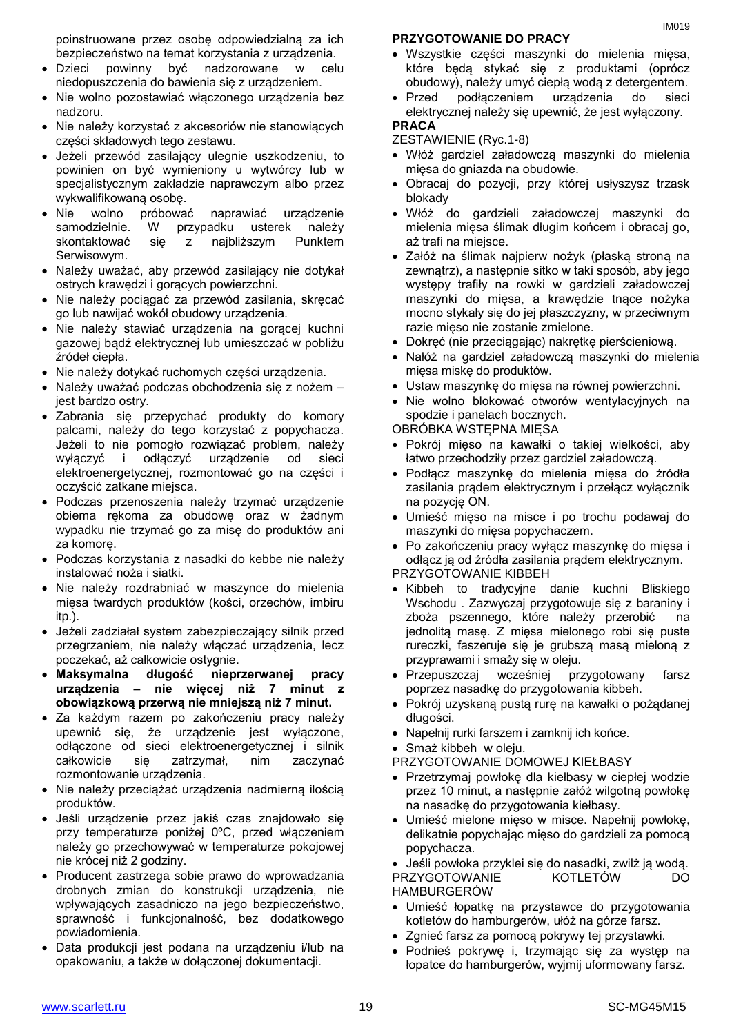poinstruowane przez osobę odpowiedzialną za ich bezpieczeństwo na temat korzystania z urządzenia.

- Dzieci powinny być nadzorowane w celu niedopuszczenia do bawienia się z urządzeniem.
- Nie wolno pozostawiać włączonego urządzenia bez nadzoru.
- Nie należy korzystać z akcesoriów nie stanowiących części składowych tego zestawu.
- Jeżeli przewód zasilający ulegnie uszkodzeniu, to powinien on być wymieniony u wytwórcy lub w specjalistycznym zakładzie naprawczym albo przez wykwalifikowaną osobę.
- Nie wolno próbować naprawiać urządzenie samodzielnie. W przypadku usterek należy skontaktować się z najbliższym Punktem Serwisowym.
- Należy uważać, aby przewód zasilający nie dotykał ostrych krawędzi i gorących powierzchni.
- Nie należy pociągać za przewód zasilania, skręcać go lub nawijać wokół obudowy urządzenia.
- Nie należy stawiać urządzenia na gorącej kuchni gazowej bądź elektrycznej lub umieszczać w pobliżu źródeł ciepła.
- Nie należy dotykać ruchomych części urządzenia.
- Należy uważać podczas obchodzenia się z nożem – jest bardzo ostry.
- Zabrania się przepychać produkty do komory palcami, należy do tego korzystać z popychacza. Jeżeli to nie pomogło rozwiązać problem, należy wyłączyć i odłączyć urządzenie od sieci elektroenergetycznej, rozmontować go na części i oczyścić zatkane miejsca.
- Podczas przenoszenia należy trzymać urządzenie obiema rękoma za obudowę oraz w żadnym wypadku nie trzymać go za misę do produktów ani za komorę.
- Podczas korzystania z nasadki do kebbe nie należy instalować noża i siatki.
- Nie należy rozdrabniać w maszynce do mielenia mięsa twardych produktów (kości, orzechów, imbiru itp.).
- Jeżeli zadziałał system zabezpieczający silnik przed przegrzaniem, nie należy włączać urządzenia, lecz poczekać, aż całkowicie ostygnie.
- **Maksymalna długość nieprzerwanej pracy urządzenia – nie więcej niż 7 minut z obowiązkową przerwą nie mniejszą niż 7 minut.**
- Za każdym razem po zakończeniu pracy należy upewnić się, że urządzenie jest wyłączone, odłączone od sieci elektroenergetycznej i silnik całkowicie się zatrzymał, nim zaczynać rozmontowanie urządzenia.
- Nie należy przeciążać urządzenia nadmierną ilością produktów.
- Jeśli urządzenie przez jakiś czas znajdowało się przy temperaturze poniżej 0ºC, przed włączeniem należy go przechowywać w temperaturze pokojowej nie krócej niż 2 godziny.
- Producent zastrzega sobie prawo do wprowadzania drobnych zmian do konstrukcji urządzenia, nie wpływających zasadniczo na jego bezpieczeństwo, sprawność i funkcjonalność, bez dodatkowego powiadomienia.
- Data produkcji jest podana na urządzeniu i/lub na opakowaniu, a także w dołączonej dokumentacji.

**PRZYGOTOWANIE DO PRACY**

- Wszystkie części maszynki do mielenia mięsa, które będą stykać się z produktami (oprócz obudowy), należy umyć ciepłą wodą z detergentem.
- Przed podłączeniem urządzenia do sieci elektrycznej należy się upewnić, że jest wyłączony.

**PRACA**

ZESTAWIENIE (Ryc.1-8)

- Włóż gardziel załadowczą maszynki do mielenia mięsa do gniazda na obudowie.
- Obracaj do pozycji, przy której usłyszysz trzask blokady
- Włóż do gardzieli załadowczej maszynki do mielenia mięsa ślimak długim końcem i obracaj go, aż trafi na miejsce.
- Załóż na ślimak najpierw nożyk (płaską stroną na zewnątrz), a następnie sitko w taki sposób, aby jego występy trafiły na rowki w gardzieli załadowczej maszynki do mięsa, a krawędzie tnące nożyka mocno stykały się do jej płaszczyzny, w przeciwnym razie mięso nie zostanie zmielone.
- Dokręć (nie przeciągając) nakrętkę pierścieniową.
- Nałóż na gardziel załadowczą maszynki do mielenia mięsa miskę do produktów.
- Ustaw maszynkę do mięsa na równej powierzchni.
- Nie wolno blokować otworów wentylacyjnych na spodzie i panelach bocznych.

OBRÓBKA WSTĘPNA MIĘSA

- Pokrój mięso na kawałki o takiej wielkości, aby łatwo przechodziły przez gardziel załadowczą.
- Podłącz maszynkę do mielenia mięsa do źródła zasilania prądem elektrycznym i przełącz wyłącznik na pozycję ON.
- Umieść mięso na misce i po trochu podawaj do maszynki do mięsa popychaczem.
- Po zakończeniu pracy wyłącz maszynkę do mięsa i odłącz ją od źródła zasilania prądem elektrycznym.

PRZYGOTOWANIE KIBBEH

- Kibbeh to tradycyjne danie kuchni Bliskiego Wschodu. Zazwyczaj przygotowuje się z baraniny i zboża pszennego, które należy przerobić na jednolitą masę. Z mięsa mielonego robi się puste rureczki, faszeruje się je grubszą masą mieloną z przyprawami i smaży się w oleju.
- Przepuszczaj wcześniej przygotowany farsz poprzez nasadkę do przygotowania kibbeh.
- Pokrój uzyskaną pustą rurę na kawałki o pożądanej długości.
- Napełnij rurki farszem i zamknij ich końce.
- Smaż kibbeh w oleju.

PRZYGOTOWANIE DOMOWEJ KIEŁBASY

- Przetrzymaj powłokę dla kiełbasy w ciepłej wodzie przez 10 minut, a następnie załóż wilgotną powłokę na nasadkę do przygotowania kiełbasy.
- Umieść mielone mięso w misce. Napełnij powłokę, delikatnie popychając mięso do gardzieli za pomocą popychacza.
- Jeśli powłoka przyklei się do nasadki, zwilż ją wodą.

PRZYGOTOWANIE KOTLETÓW DO HAMBURGERÓW

- Umieść łopatkę na przystawce do przygotowania kotletów do hamburgerów, ułóż na górze farsz.
- Zgnieć farsz za pomocą pokrywy tej przystawki.
- Podnieś pokrywę i, trzymając się za występ na łopatce do hamburgerów, wyjmij uformowany farsz.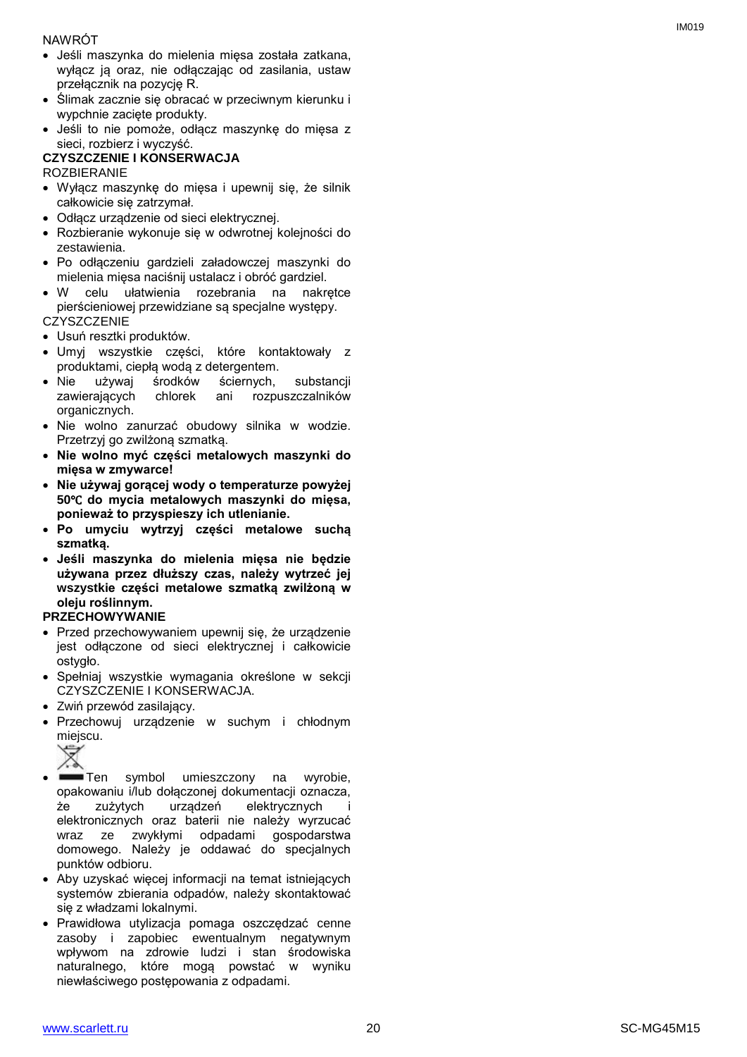NAWRÓT

- Jeśli maszynka do mielenia mięsa została zatkana, wyłącz ją oraz, nie odłączając od zasilania, ustaw przełącznik na pozycję R.
- Ślimak zacznie się obracać w przeciwnym kierunku i wypchnie zacięte produkty.
- Jeśli to nie pomoże, odłącz maszynkę do mięsa z sieci, rozbierz i wyczyść.

**CZYSZCZENIE I KONSERWACJA**

ROZBIERANIE

- Wyłącz maszynkę do mięsa i upewnij się, że silnik całkowicie się zatrzymał.
- Odłącz urządzenie od sieci elektrycznej.
- Rozbieranie wykonuje się w odwrotnej kolejności do zestawienia.
- Po odłączeniu gardzieli załadowczej maszynki do mielenia mięsa naciśnij ustalacz i obróć gardziel.
- W celu ułatwienia rozebrania na nakrętce pierścieniowej przewidziane są specjalne występy.

CZYSZCZENIE

- Usuń resztki produktów.
- Umyj wszystkie części, które kontaktowały z produktami, ciepłą wodą z detergentem.
- Nie używaj środków ściernych, substancji zawierających chlorek ani rozpuszczalników organicznych.
- Nie wolno zanurzać obudowy silnika w wodzie. Przetrzyj go zwilżoną szmatką.
- **Nie wolno myć części metalowych maszynki do mięsa w zmywarce!**
- **Nie używaj gorącej wody o temperaturze powyżej 50℃ do mycia metalowych maszynki do mięsa, ponieważ to przyspieszy ich utlenianie.**
- **Po umyciu wytrzyj części metalowe suchą szmatką.**
- **Jeśli maszynka do mielenia mięsa nie będzie używana przez dłuższy czas, należy wytrzeć jej wszystkie części metalowe szmatką zwilżoną w oleju roślinnym.**

**PRZECHOWYWANIE**

- Przed przechowywaniem upewnij się, że urządzenie jest odłączone od sieci elektrycznej i całkowicie ostygło.
- Spełniaj wszystkie wymagania określone w sekcji CZYSZCZENIE I KONSERWACJA.
- Zwiń przewód zasilający.
- Przechowuj urządzenie w suchym i chłodnym miejscu.
- Ten symbol umieszczony na wyrobie, opakowaniu i/lub dołączonej dokumentacji oznacza, że zużytych urządzeń elektrycznych i elektronicznych oraz baterii nie należy wyrzucać wraz ze zwykłymi odpadami gospodarstwa domowego. Należy je oddawać do specjalnych punktów odbioru.
- Aby uzyskać więcej informacji na temat istniejących systemów zbierania odpadów, należy skontaktować się z władzami lokalnymi.
- Prawidłowa utylizacja pomaga oszczędzać cenne zasoby i zapobiec ewentualnym negatywnym wpływom na zdrowie ludzi i stan środowiska naturalnego, które mogą powstać w wyniku niewłaściwego postępowania z odpadami.